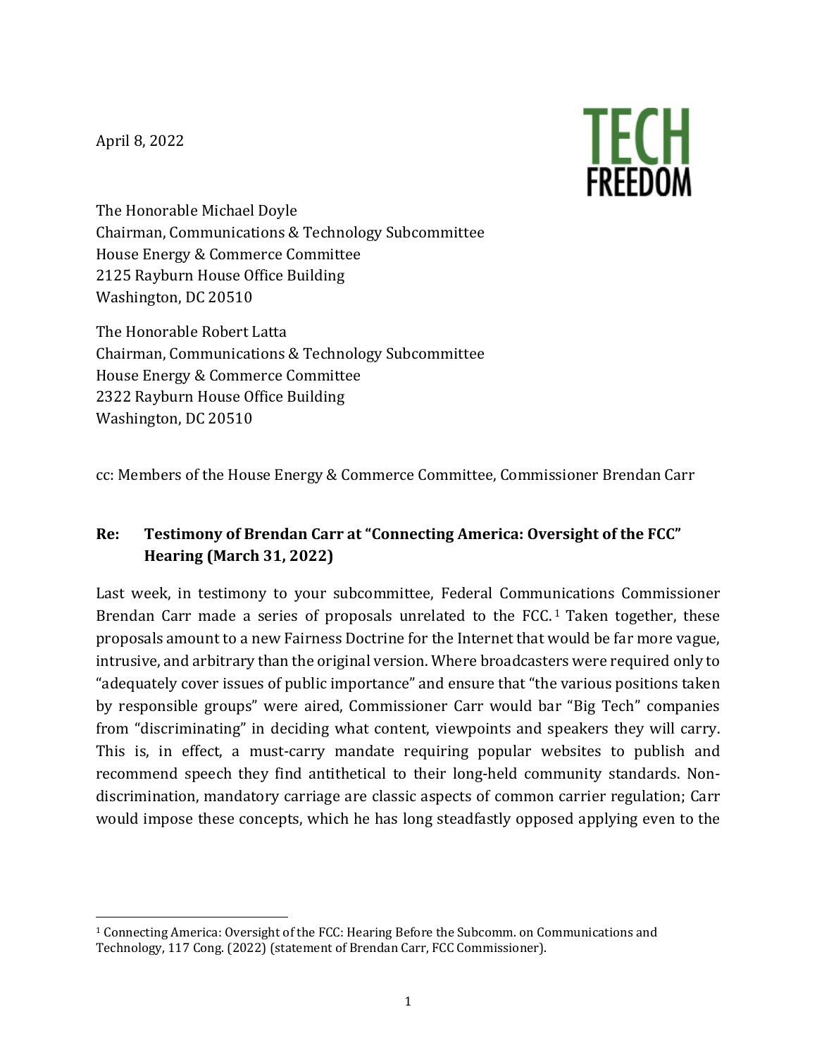April 8, 2022

TECH FREEDOM

The Honorable Michael Doyle
Chairman, Communications & Technology Subcommittee
House Energy & Commerce Committee
2125 Rayburn House Office Building
Washington, DC 20510

The Honorable Robert Latta
Chairman, Communications & Technology Subcommittee
House Energy & Commerce Committee
2322 Rayburn House Office Building
Washington, DC 20510

cc: Members of the House Energy & Commerce Committee, Commissioner Brendan Carr

**Re: Testimony of Brendan Carr at "Connecting America: Oversight of the FCC" Hearing (March 31, 2022)**

Last week, in testimony to your subcommittee, Federal Communications Commissioner Brendan Carr made a series of proposals unrelated to the FCC.[1] Taken together, these proposals amount to a new Fairness Doctrine for the Internet that would be far more vague, intrusive, and arbitrary than the original version. Where broadcasters were required only to "adequately cover issues of public importance" and ensure that "the various positions taken by responsible groups" were aired, Commissioner Carr would bar "Big Tech" companies from "discriminating" in deciding what content, viewpoints and speakers they will carry. This is, in effect, a must-carry mandate requiring popular websites to publish and recommend speech they find antithetical to their long-held community standards. Non-discrimination, mandatory carriage are classic aspects of common carrier regulation; Carr would impose these concepts, which he has long steadfastly opposed applying even to the

---

[1] Connecting America: Oversight of the FCC: Hearing Before the Subcomm. on Communications and Technology, 117 Cong. (2022) (statement of Brendan Carr, FCC Commissioner).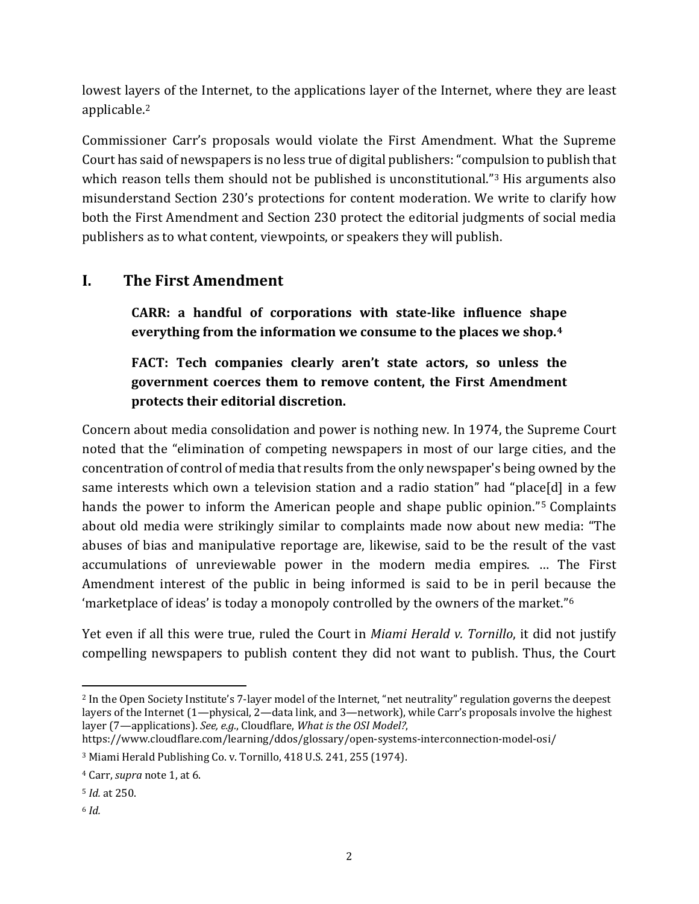lowest layers of the Internet, to the applications layer of the Internet, where they are least applicable.[2]

Commissioner Carr's proposals would violate the First Amendment. What the Supreme Court has said of newspapers is no less true of digital publishers: "compulsion to publish that which reason tells them should not be published is unconstitutional."[3] His arguments also misunderstand Section 230's protections for content moderation. We write to clarify how both the First Amendment and Section 230 protect the editorial judgments of social media publishers as to what content, viewpoints, or speakers they will publish.

## I. The First Amendment

> **CARR: a handful of corporations with state-like influence shape everything from the information we consume to the places we shop.[4]**
>
> **FACT: Tech companies clearly aren't state actors, so unless the government coerces them to remove content, the First Amendment protects their editorial discretion.**

Concern about media consolidation and power is nothing new. In 1974, the Supreme Court noted that the "elimination of competing newspapers in most of our large cities, and the concentration of control of media that results from the only newspaper's being owned by the same interests which own a television station and a radio station" had "place[d] in a few hands the power to inform the American people and shape public opinion."[5] Complaints about old media were strikingly similar to complaints made now about new media: "The abuses of bias and manipulative reportage are, likewise, said to be the result of the vast accumulations of unreviewable power in the modern media empires. … The First Amendment interest of the public in being informed is said to be in peril because the 'marketplace of ideas' is today a monopoly controlled by the owners of the market."[6]

Yet even if all this were true, ruled the Court in *Miami Herald v. Tornillo*, it did not justify compelling newspapers to publish content they did not want to publish. Thus, the Court

---

[2] In the Open Society Institute's 7-layer model of the Internet, "net neutrality" regulation governs the deepest layers of the Internet (1—physical, 2—data link, and 3—network), while Carr's proposals involve the highest layer (7—applications). *See, e.g.*, Cloudflare, *What is the OSI Model?*, https://www.cloudflare.com/learning/ddos/glossary/open-systems-interconnection-model-osi/

[3] Miami Herald Publishing Co. v. Tornillo, 418 U.S. 241, 255 (1974).

[4] Carr, *supra* note 1, at 6.

[5] *Id.* at 250.

[6] *Id.*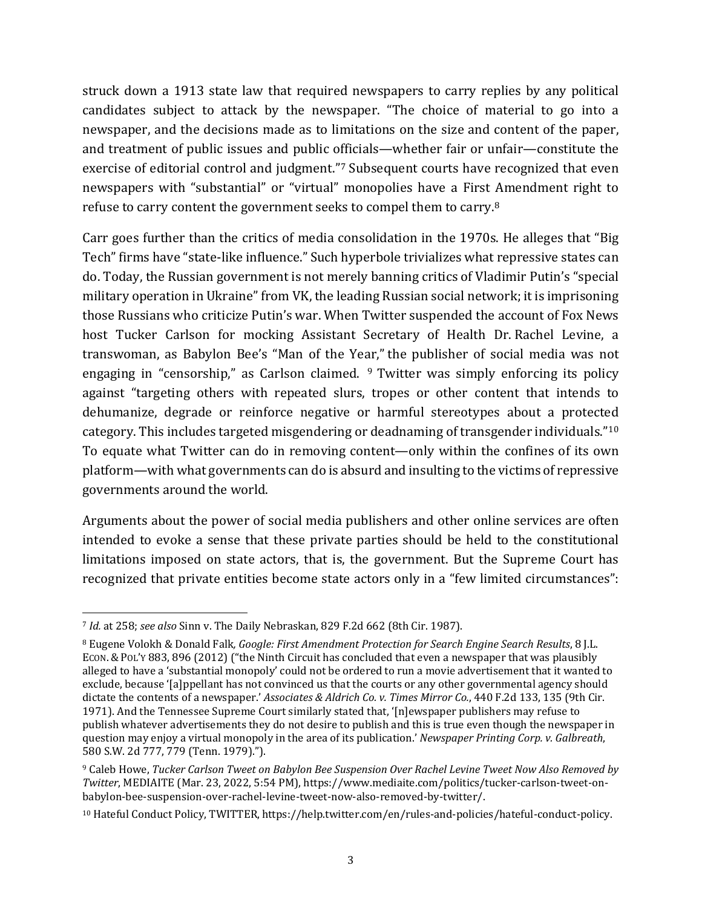struck down a 1913 state law that required newspapers to carry replies by any political candidates subject to attack by the newspaper. "The choice of material to go into a newspaper, and the decisions made as to limitations on the size and content of the paper, and treatment of public issues and public officials—whether fair or unfair—constitute the exercise of editorial control and judgment."[7] Subsequent courts have recognized that even newspapers with "substantial" or "virtual" monopolies have a First Amendment right to refuse to carry content the government seeks to compel them to carry.[8]

Carr goes further than the critics of media consolidation in the 1970s. He alleges that "Big Tech" firms have "state-like influence." Such hyperbole trivializes what repressive states can do. Today, the Russian government is not merely banning critics of Vladimir Putin's "special military operation in Ukraine" from VK, the leading Russian social network; it is imprisoning those Russians who criticize Putin's war. When Twitter suspended the account of Fox News host Tucker Carlson for mocking Assistant Secretary of Health Dr. Rachel Levine, a transwoman, as Babylon Bee's "Man of the Year," the publisher of social media was not engaging in "censorship," as Carlson claimed. [9] Twitter was simply enforcing its policy against "targeting others with repeated slurs, tropes or other content that intends to dehumanize, degrade or reinforce negative or harmful stereotypes about a protected category. This includes targeted misgendering or deadnaming of transgender individuals."[10] To equate what Twitter can do in removing content—only within the confines of its own platform—with what governments can do is absurd and insulting to the victims of repressive governments around the world.

Arguments about the power of social media publishers and other online services are often intended to evoke a sense that these private parties should be held to the constitutional limitations imposed on state actors, that is, the government. But the Supreme Court has recognized that private entities become state actors only in a "few limited circumstances":

---

[7] *Id.* at 258; *see also* Sinn v. The Daily Nebraskan, 829 F.2d 662 (8th Cir. 1987).

[8] Eugene Volokh & Donald Falk, *Google: First Amendment Protection for Search Engine Search Results*, 8 J.L. ECON. & POL'Y 883, 896 (2012) ("the Ninth Circuit has concluded that even a newspaper that was plausibly alleged to have a 'substantial monopoly' could not be ordered to run a movie advertisement that it wanted to exclude, because '[a]ppellant has not convinced us that the courts or any other governmental agency should dictate the contents of a newspaper.' *Associates & Aldrich Co. v. Times Mirror Co.*, 440 F.2d 133, 135 (9th Cir. 1971). And the Tennessee Supreme Court similarly stated that, '[n]ewspaper publishers may refuse to publish whatever advertisements they do not desire to publish and this is true even though the newspaper in question may enjoy a virtual monopoly in the area of its publication.' *Newspaper Printing Corp. v. Galbreath*, 580 S.W. 2d 777, 779 (Tenn. 1979).").

[9] Caleb Howe, *Tucker Carlson Tweet on Babylon Bee Suspension Over Rachel Levine Tweet Now Also Removed by Twitter*, MEDIAITE (Mar. 23, 2022, 5:54 PM), https://www.mediaite.com/politics/tucker-carlson-tweet-on-babylon-bee-suspension-over-rachel-levine-tweet-now-also-removed-by-twitter/.

[10] Hateful Conduct Policy, TWITTER, https://help.twitter.com/en/rules-and-policies/hateful-conduct-policy.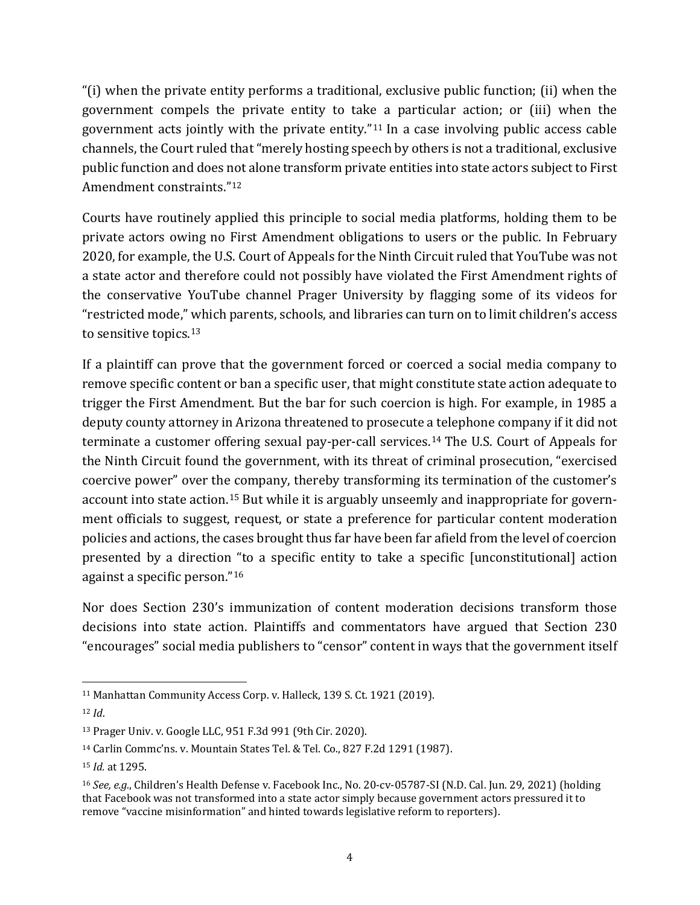"(i) when the private entity performs a traditional, exclusive public function; (ii) when the government compels the private entity to take a particular action; or (iii) when the government acts jointly with the private entity."[11] In a case involving public access cable channels, the Court ruled that "merely hosting speech by others is not a traditional, exclusive public function and does not alone transform private entities into state actors subject to First Amendment constraints."[12]

Courts have routinely applied this principle to social media platforms, holding them to be private actors owing no First Amendment obligations to users or the public. In February 2020, for example, the U.S. Court of Appeals for the Ninth Circuit ruled that YouTube was not a state actor and therefore could not possibly have violated the First Amendment rights of the conservative YouTube channel Prager University by flagging some of its videos for "restricted mode," which parents, schools, and libraries can turn on to limit children's access to sensitive topics.[13]

If a plaintiff can prove that the government forced or coerced a social media company to remove specific content or ban a specific user, that might constitute state action adequate to trigger the First Amendment. But the bar for such coercion is high. For example, in 1985 a deputy county attorney in Arizona threatened to prosecute a telephone company if it did not terminate a customer offering sexual pay-per-call services.[14] The U.S. Court of Appeals for the Ninth Circuit found the government, with its threat of criminal prosecution, "exercised coercive power" over the company, thereby transforming its termination of the customer's account into state action.[15] But while it is arguably unseemly and inappropriate for government officials to suggest, request, or state a preference for particular content moderation policies and actions, the cases brought thus far have been far afield from the level of coercion presented by a direction "to a specific entity to take a specific [unconstitutional] action against a specific person."[16]

Nor does Section 230's immunization of content moderation decisions transform those decisions into state action. Plaintiffs and commentators have argued that Section 230 "encourages" social media publishers to "censor" content in ways that the government itself

---

[11] Manhattan Community Access Corp. v. Halleck, 139 S. Ct. 1921 (2019).

[12] *Id*.

[13] Prager Univ. v. Google LLC, 951 F.3d 991 (9th Cir. 2020).

[14] Carlin Commc'ns. v. Mountain States Tel. & Tel. Co., 827 F.2d 1291 (1987).

[15] *Id.* at 1295.

[16] *See, e.g.*, Children's Health Defense v. Facebook Inc., No. 20-cv-05787-SI (N.D. Cal. Jun. 29, 2021) (holding that Facebook was not transformed into a state actor simply because government actors pressured it to remove "vaccine misinformation" and hinted towards legislative reform to reporters).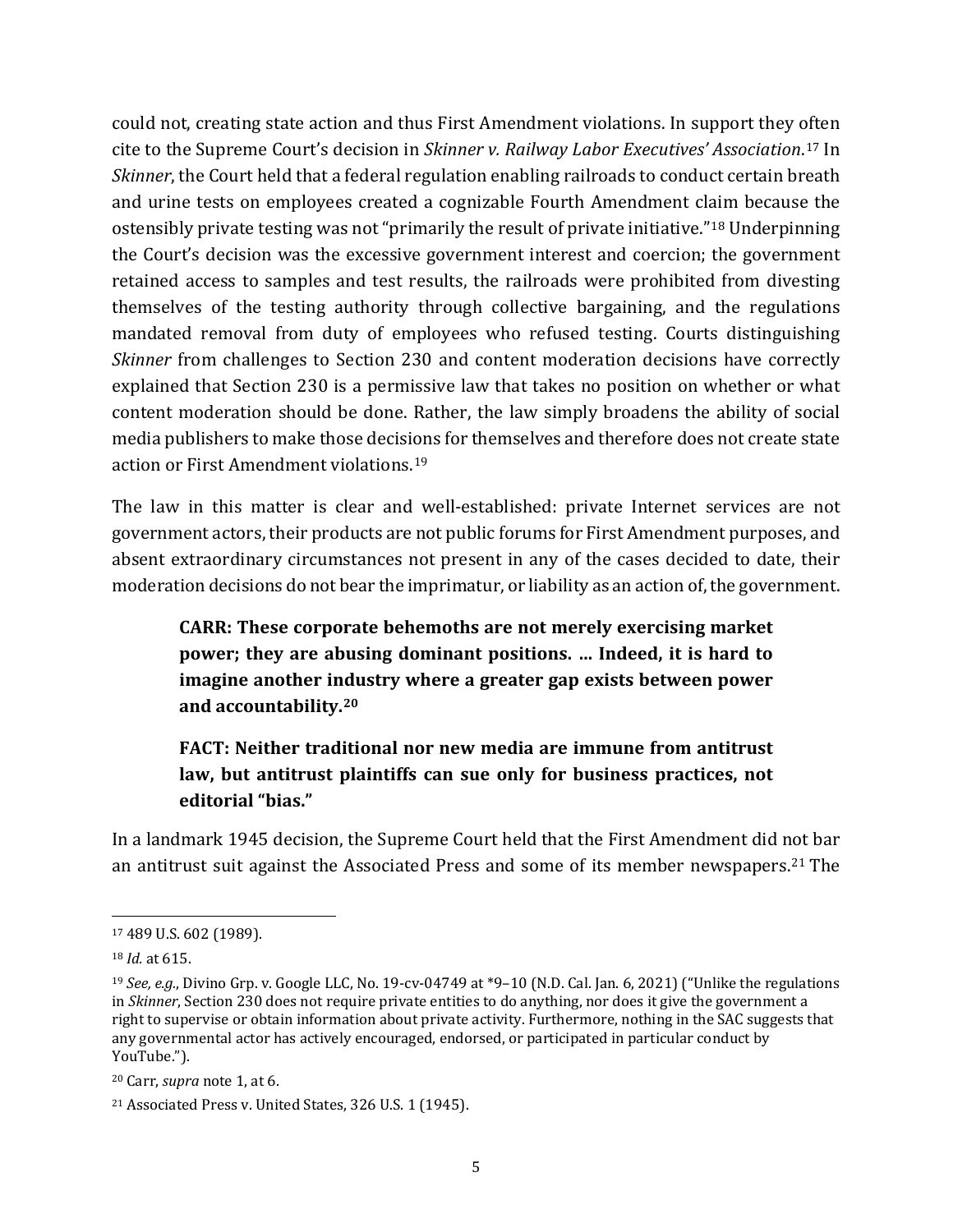could not, creating state action and thus First Amendment violations. In support they often cite to the Supreme Court's decision in *Skinner v. Railway Labor Executives' Association*.[17] In *Skinner*, the Court held that a federal regulation enabling railroads to conduct certain breath and urine tests on employees created a cognizable Fourth Amendment claim because the ostensibly private testing was not "primarily the result of private initiative."[18] Underpinning the Court's decision was the excessive government interest and coercion; the government retained access to samples and test results, the railroads were prohibited from divesting themselves of the testing authority through collective bargaining, and the regulations mandated removal from duty of employees who refused testing. Courts distinguishing *Skinner* from challenges to Section 230 and content moderation decisions have correctly explained that Section 230 is a permissive law that takes no position on whether or what content moderation should be done. Rather, the law simply broadens the ability of social media publishers to make those decisions for themselves and therefore does not create state action or First Amendment violations.[19]

The law in this matter is clear and well-established: private Internet services are not government actors, their products are not public forums for First Amendment purposes, and absent extraordinary circumstances not present in any of the cases decided to date, their moderation decisions do not bear the imprimatur, or liability as an action of, the government.

> **CARR: These corporate behemoths are not merely exercising market power; they are abusing dominant positions. … Indeed, it is hard to imagine another industry where a greater gap exists between power and accountability.[20]**
>
> **FACT: Neither traditional nor new media are immune from antitrust law, but antitrust plaintiffs can sue only for business practices, not editorial "bias."**

In a landmark 1945 decision, the Supreme Court held that the First Amendment did not bar an antitrust suit against the Associated Press and some of its member newspapers.[21] The

---

[17] 489 U.S. 602 (1989).

[18] *Id.* at 615.

[19] *See, e.g.*, Divino Grp. v. Google LLC, No. 19-cv-04749 at *9–10 (N.D. Cal. Jan. 6, 2021) ("Unlike the regulations in *Skinner*, Section 230 does not require private entities to do anything, nor does it give the government a right to supervise or obtain information about private activity. Furthermore, nothing in the SAC suggests that any governmental actor has actively encouraged, endorsed, or participated in particular conduct by YouTube.").

[20] Carr, *supra* note 1, at 6.

[21] Associated Press v. United States, 326 U.S. 1 (1945).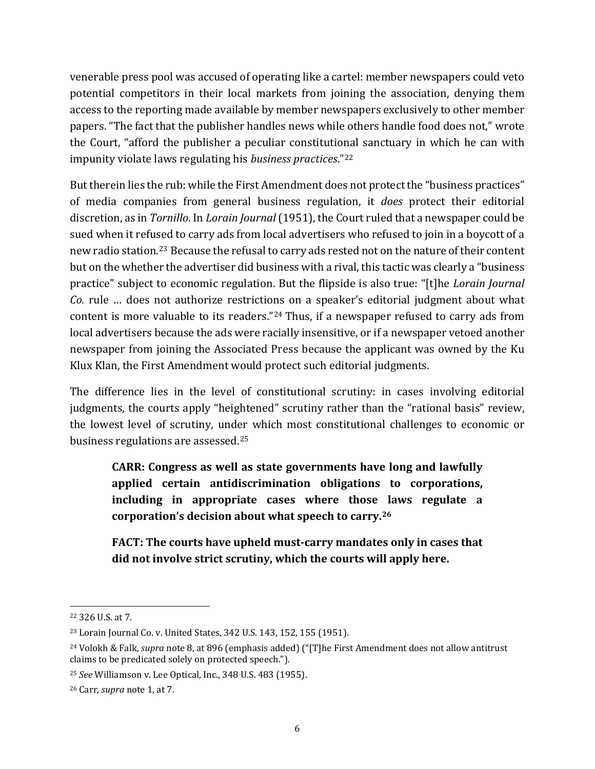venerable press pool was accused of operating like a cartel: member newspapers could veto potential competitors in their local markets from joining the association, denying them access to the reporting made available by member newspapers exclusively to other member papers. "The fact that the publisher handles news while others handle food does not," wrote the Court, "afford the publisher a peculiar constitutional sanctuary in which he can with impunity violate laws regulating his *business practices*."[22]

But therein lies the rub: while the First Amendment does not protect the "business practices" of media companies from general business regulation, it *does* protect their editorial discretion, as in *Tornillo*. In *Lorain Journal* (1951), the Court ruled that a newspaper could be sued when it refused to carry ads from local advertisers who refused to join in a boycott of a new radio station.[23] Because the refusal to carry ads rested not on the nature of their content but on the whether the advertiser did business with a rival, this tactic was clearly a "business practice" subject to economic regulation. But the flipside is also true: "[t]he *Lorain Journal Co.* rule … does not authorize restrictions on a speaker's editorial judgment about what content is more valuable to its readers."[24] Thus, if a newspaper refused to carry ads from local advertisers because the ads were racially insensitive, or if a newspaper vetoed another newspaper from joining the Associated Press because the applicant was owned by the Ku Klux Klan, the First Amendment would protect such editorial judgments.

The difference lies in the level of constitutional scrutiny: in cases involving editorial judgments, the courts apply "heightened" scrutiny rather than the "rational basis" review, the lowest level of scrutiny, under which most constitutional challenges to economic or business regulations are assessed.[25]

> **CARR: Congress as well as state governments have long and lawfully applied certain antidiscrimination obligations to corporations, including in appropriate cases where those laws regulate a corporation's decision about what speech to carry.[26]**
>
> **FACT: The courts have upheld must-carry mandates only in cases that did not involve strict scrutiny, which the courts will apply here.**

---

[22] 326 U.S. at 7.

[23] Lorain Journal Co. v. United States, 342 U.S. 143, 152, 155 (1951).

[24] Volokh & Falk, *supra* note 8, at 896 (emphasis added) ("[T]he First Amendment does not allow antitrust claims to be predicated solely on protected speech.").

[25] *See* Williamson v. Lee Optical, Inc., 348 U.S. 483 (1955).

[26] Carr, *supra* note 1, at 7.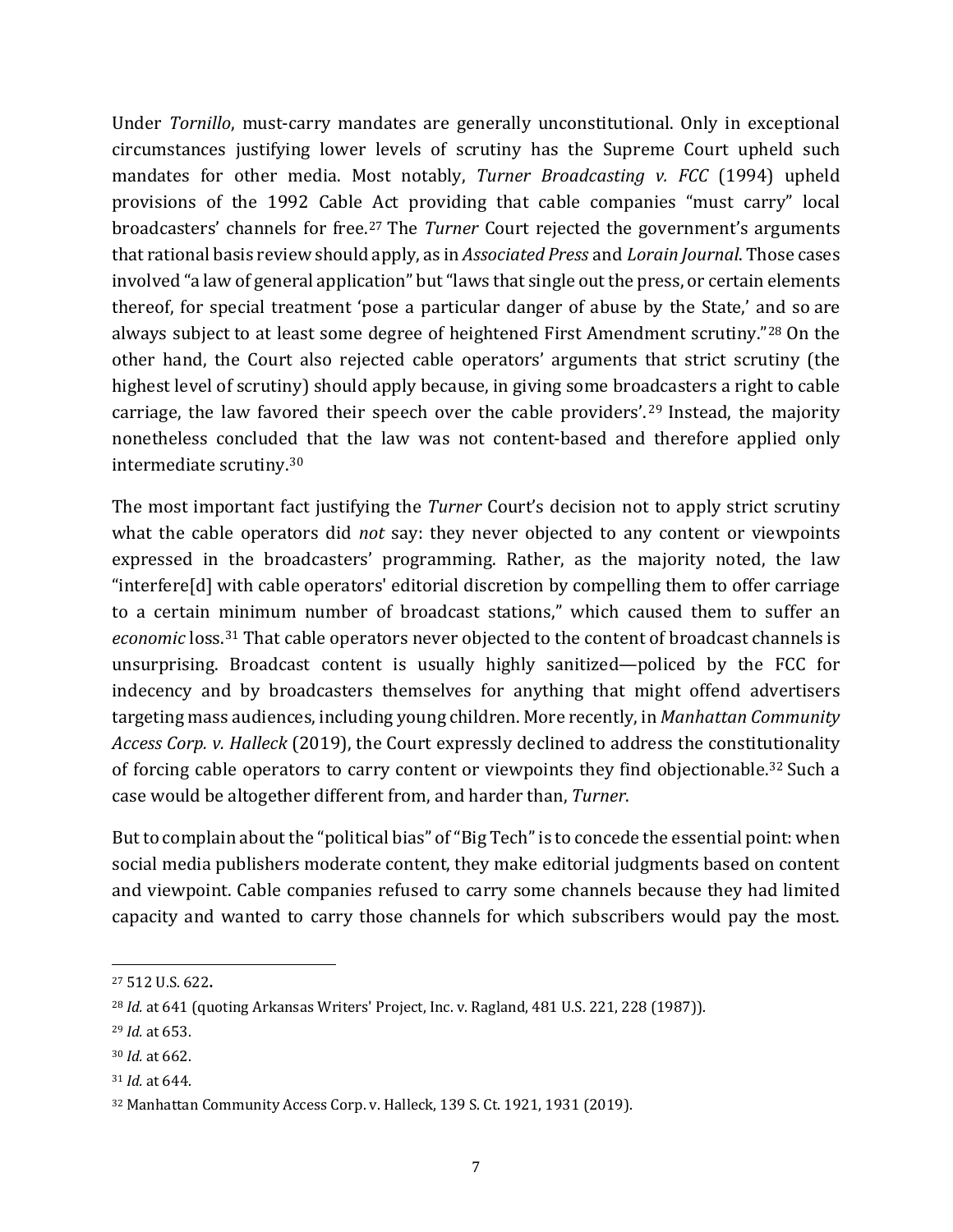Under *Tornillo*, must-carry mandates are generally unconstitutional. Only in exceptional circumstances justifying lower levels of scrutiny has the Supreme Court upheld such mandates for other media. Most notably, *Turner Broadcasting v. FCC* (1994) upheld provisions of the 1992 Cable Act providing that cable companies "must carry" local broadcasters' channels for free.[27] The *Turner* Court rejected the government's arguments that rational basis review should apply, as in *Associated Press* and *Lorain Journal*. Those cases involved "a law of general application" but "laws that single out the press, or certain elements thereof, for special treatment 'pose a particular danger of abuse by the State,' and so are always subject to at least some degree of heightened First Amendment scrutiny."[28] On the other hand, the Court also rejected cable operators' arguments that strict scrutiny (the highest level of scrutiny) should apply because, in giving some broadcasters a right to cable carriage, the law favored their speech over the cable providers'.[29] Instead, the majority nonetheless concluded that the law was not content-based and therefore applied only intermediate scrutiny.[30]

The most important fact justifying the *Turner* Court's decision not to apply strict scrutiny what the cable operators did *not* say: they never objected to any content or viewpoints expressed in the broadcasters' programming. Rather, as the majority noted, the law "interfere[d] with cable operators' editorial discretion by compelling them to offer carriage to a certain minimum number of broadcast stations," which caused them to suffer an *economic* loss.[31] That cable operators never objected to the content of broadcast channels is unsurprising. Broadcast content is usually highly sanitized—policed by the FCC for indecency and by broadcasters themselves for anything that might offend advertisers targeting mass audiences, including young children. More recently, in *Manhattan Community Access Corp. v. Halleck* (2019), the Court expressly declined to address the constitutionality of forcing cable operators to carry content or viewpoints they find objectionable.[32] Such a case would be altogether different from, and harder than, *Turner*.

But to complain about the "political bias" of "Big Tech" is to concede the essential point: when social media publishers moderate content, they make editorial judgments based on content and viewpoint. Cable companies refused to carry some channels because they had limited capacity and wanted to carry those channels for which subscribers would pay the most.

---

[27] 512 U.S. 622.

[28] *Id.* at 641 (quoting Arkansas Writers' Project, Inc. v. Ragland, 481 U.S. 221, 228 (1987)).

[29] *Id.* at 653.

[30] *Id.* at 662.

[31] *Id.* at 644.

[32] Manhattan Community Access Corp. v. Halleck, 139 S. Ct. 1921, 1931 (2019).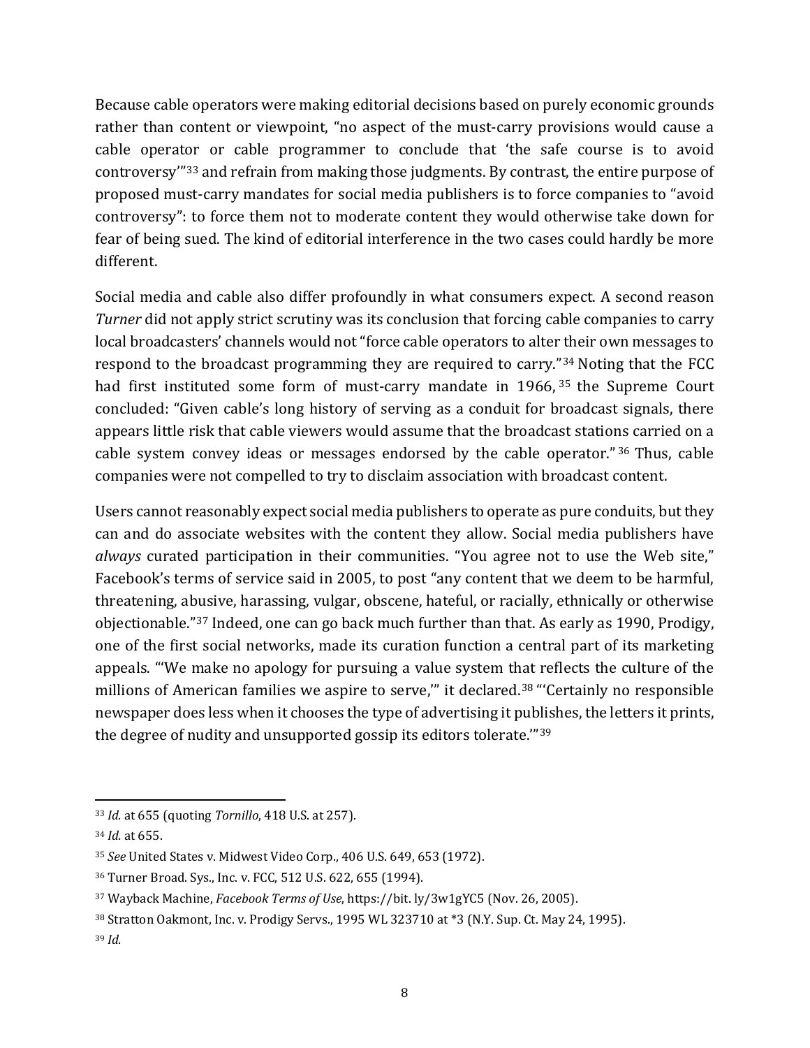Because cable operators were making editorial decisions based on purely economic grounds rather than content or viewpoint, "no aspect of the must-carry provisions would cause a cable operator or cable programmer to conclude that 'the safe course is to avoid controversy'"[33] and refrain from making those judgments. By contrast, the entire purpose of proposed must-carry mandates for social media publishers is to force companies to "avoid controversy": to force them not to moderate content they would otherwise take down for fear of being sued. The kind of editorial interference in the two cases could hardly be more different.

Social media and cable also differ profoundly in what consumers expect. A second reason *Turner* did not apply strict scrutiny was its conclusion that forcing cable companies to carry local broadcasters' channels would not "force cable operators to alter their own messages to respond to the broadcast programming they are required to carry."[34] Noting that the FCC had first instituted some form of must-carry mandate in 1966,[35] the Supreme Court concluded: "Given cable's long history of serving as a conduit for broadcast signals, there appears little risk that cable viewers would assume that the broadcast stations carried on a cable system convey ideas or messages endorsed by the cable operator."[36] Thus, cable companies were not compelled to try to disclaim association with broadcast content.

Users cannot reasonably expect social media publishers to operate as pure conduits, but they can and do associate websites with the content they allow. Social media publishers have *always* curated participation in their communities. "You agree not to use the Web site," Facebook's terms of service said in 2005, to post "any content that we deem to be harmful, threatening, abusive, harassing, vulgar, obscene, hateful, or racially, ethnically or otherwise objectionable."[37] Indeed, one can go back much further than that. As early as 1990, Prodigy, one of the first social networks, made its curation function a central part of its marketing appeals. "'We make no apology for pursuing a value system that reflects the culture of the millions of American families we aspire to serve,'" it declared.[38] "'Certainly no responsible newspaper does less when it chooses the type of advertising it publishes, the letters it prints, the degree of nudity and unsupported gossip its editors tolerate.'"[39]

---

[33] *Id.* at 655 (quoting *Tornillo*, 418 U.S. at 257).

[34] *Id.* at 655.

[35] *See* United States v. Midwest Video Corp., 406 U.S. 649, 653 (1972).

[36] Turner Broad. Sys., Inc. v. FCC, 512 U.S. 622, 655 (1994).

[37] Wayback Machine, *Facebook Terms of Use*, https://bit. ly/3w1gYC5 (Nov. 26, 2005).

[38] Stratton Oakmont, Inc. v. Prodigy Servs., 1995 WL 323710 at *3 (N.Y. Sup. Ct. May 24, 1995).

[39] *Id.*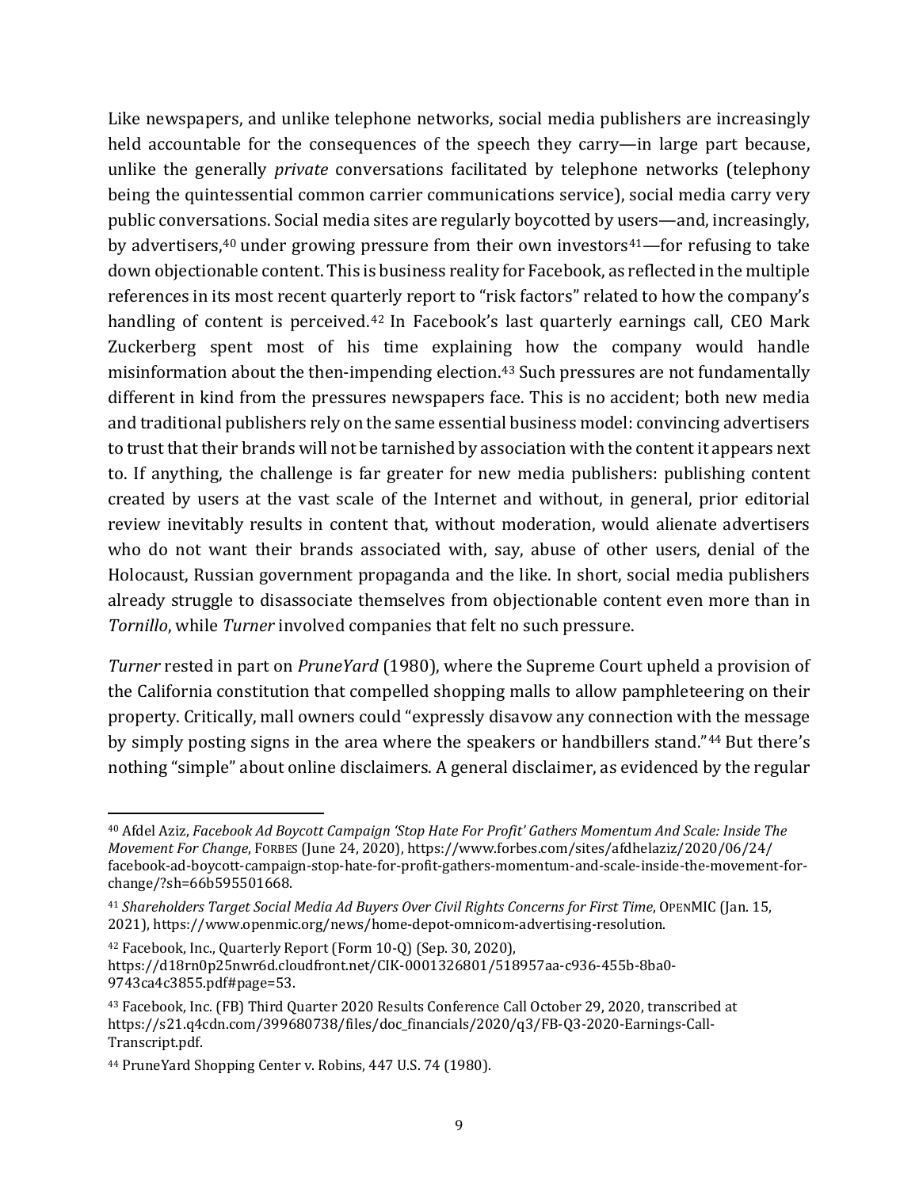Like newspapers, and unlike telephone networks, social media publishers are increasingly held accountable for the consequences of the speech they carry—in large part because, unlike the generally *private* conversations facilitated by telephone networks (telephony being the quintessential common carrier communications service), social media carry very public conversations. Social media sites are regularly boycotted by users—and, increasingly, by advertisers,[40] under growing pressure from their own investors[41]—for refusing to take down objectionable content. This is business reality for Facebook, as reflected in the multiple references in its most recent quarterly report to "risk factors" related to how the company's handling of content is perceived.[42] In Facebook's last quarterly earnings call, CEO Mark Zuckerberg spent most of his time explaining how the company would handle misinformation about the then-impending election.[43] Such pressures are not fundamentally different in kind from the pressures newspapers face. This is no accident; both new media and traditional publishers rely on the same essential business model: convincing advertisers to trust that their brands will not be tarnished by association with the content it appears next to. If anything, the challenge is far greater for new media publishers: publishing content created by users at the vast scale of the Internet and without, in general, prior editorial review inevitably results in content that, without moderation, would alienate advertisers who do not want their brands associated with, say, abuse of other users, denial of the Holocaust, Russian government propaganda and the like. In short, social media publishers already struggle to disassociate themselves from objectionable content even more than in *Tornillo*, while *Turner* involved companies that felt no such pressure.

*Turner* rested in part on *PruneYard* (1980), where the Supreme Court upheld a provision of the California constitution that compelled shopping malls to allow pamphleteering on their property. Critically, mall owners could "expressly disavow any connection with the message by simply posting signs in the area where the speakers or handbillers stand."[44] But there's nothing "simple" about online disclaimers. A general disclaimer, as evidenced by the regular

---

[40] Afdel Aziz, *Facebook Ad Boycott Campaign 'Stop Hate For Profit' Gathers Momentum And Scale: Inside The Movement For Change*, FORBES (June 24, 2020), https://www.forbes.com/sites/afdhelaziz/2020/06/24/facebook-ad-boycott-campaign-stop-hate-for-profit-gathers-momentum-and-scale-inside-the-movement-for-change/?sh=66b595501668.

[41] *Shareholders Target Social Media Ad Buyers Over Civil Rights Concerns for First Time*, OPENMIC (Jan. 15, 2021), https://www.openmic.org/news/home-depot-omnicom-advertising-resolution.

[42] Facebook, Inc., Quarterly Report (Form 10-Q) (Sep. 30, 2020), https://d18rn0p25nwr6d.cloudfront.net/CIK-0001326801/518957aa-c936-455b-8ba0-9743ca4c3855.pdf#page=53.

[43] Facebook, Inc. (FB) Third Quarter 2020 Results Conference Call October 29, 2020, transcribed at https://s21.q4cdn.com/399680738/files/doc_financials/2020/q3/FB-Q3-2020-Earnings-Call-Transcript.pdf.

[44] PruneYard Shopping Center v. Robins, 447 U.S. 74 (1980).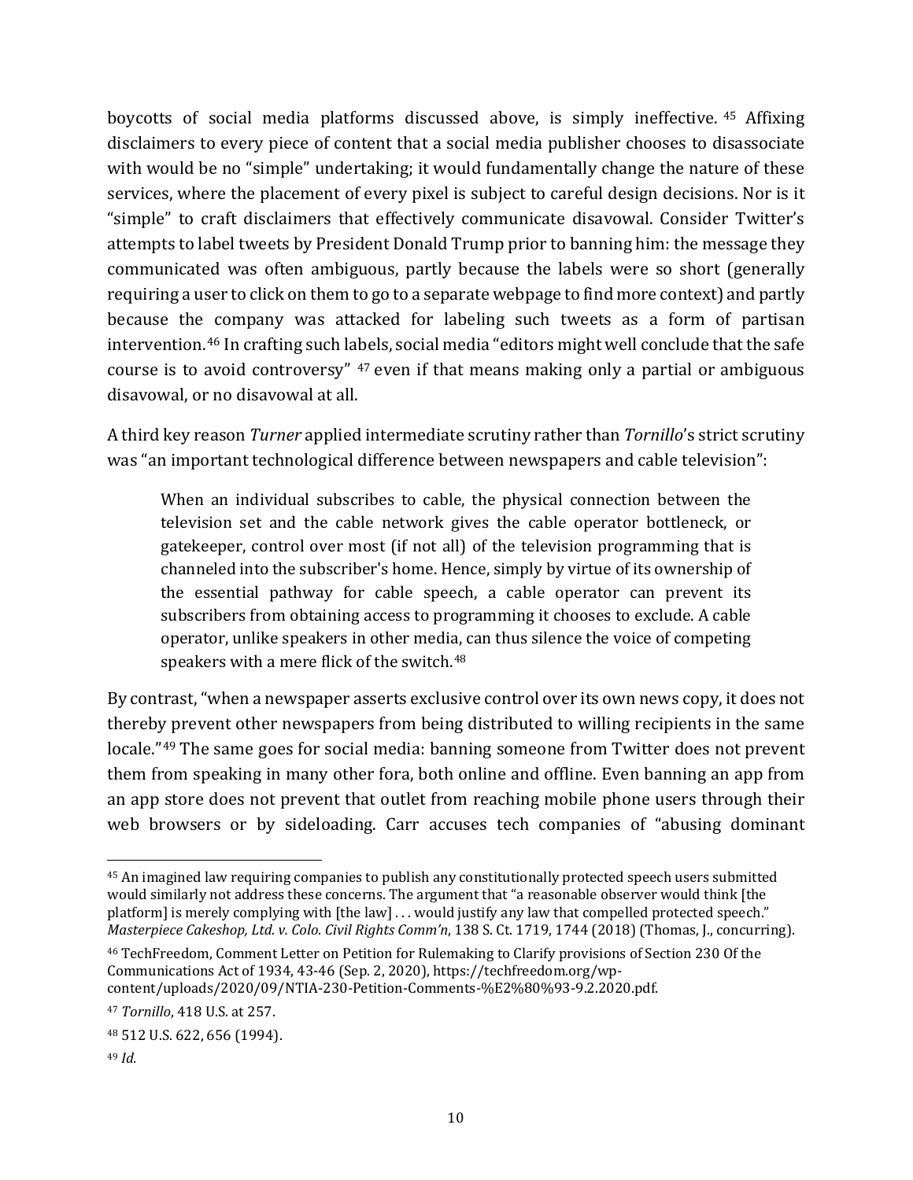boycotts of social media platforms discussed above, is simply ineffective.[45] Affixing disclaimers to every piece of content that a social media publisher chooses to disassociate with would be no "simple" undertaking; it would fundamentally change the nature of these services, where the placement of every pixel is subject to careful design decisions. Nor is it "simple" to craft disclaimers that effectively communicate disavowal. Consider Twitter's attempts to label tweets by President Donald Trump prior to banning him: the message they communicated was often ambiguous, partly because the labels were so short (generally requiring a user to click on them to go to a separate webpage to find more context) and partly because the company was attacked for labeling such tweets as a form of partisan intervention.[46] In crafting such labels, social media "editors might well conclude that the safe course is to avoid controversy" [47] even if that means making only a partial or ambiguous disavowal, or no disavowal at all.

A third key reason *Turner* applied intermediate scrutiny rather than *Tornillo*'s strict scrutiny was "an important technological difference between newspapers and cable television":

> When an individual subscribes to cable, the physical connection between the television set and the cable network gives the cable operator bottleneck, or gatekeeper, control over most (if not all) of the television programming that is channeled into the subscriber's home. Hence, simply by virtue of its ownership of the essential pathway for cable speech, a cable operator can prevent its subscribers from obtaining access to programming it chooses to exclude. A cable operator, unlike speakers in other media, can thus silence the voice of competing speakers with a mere flick of the switch.[48]

By contrast, "when a newspaper asserts exclusive control over its own news copy, it does not thereby prevent other newspapers from being distributed to willing recipients in the same locale."[49] The same goes for social media: banning someone from Twitter does not prevent them from speaking in many other fora, both online and offline. Even banning an app from an app store does not prevent that outlet from reaching mobile phone users through their web browsers or by sideloading. Carr accuses tech companies of "abusing dominant

---

[45] An imagined law requiring companies to publish any constitutionally protected speech users submitted would similarly not address these concerns. The argument that "a reasonable observer would think [the platform] is merely complying with [the law] . . . would justify any law that compelled protected speech." *Masterpiece Cakeshop, Ltd. v. Colo. Civil Rights Comm'n*, 138 S. Ct. 1719, 1744 (2018) (Thomas, J., concurring).

[46] TechFreedom, Comment Letter on Petition for Rulemaking to Clarify provisions of Section 230 Of the Communications Act of 1934, 43-46 (Sep. 2, 2020), https://techfreedom.org/wp-content/uploads/2020/09/NTIA-230-Petition-Comments-%E2%80%93-9.2.2020.pdf.

[47] *Tornillo*, 418 U.S. at 257.

[48] 512 U.S. 622, 656 (1994).

[49] *Id.*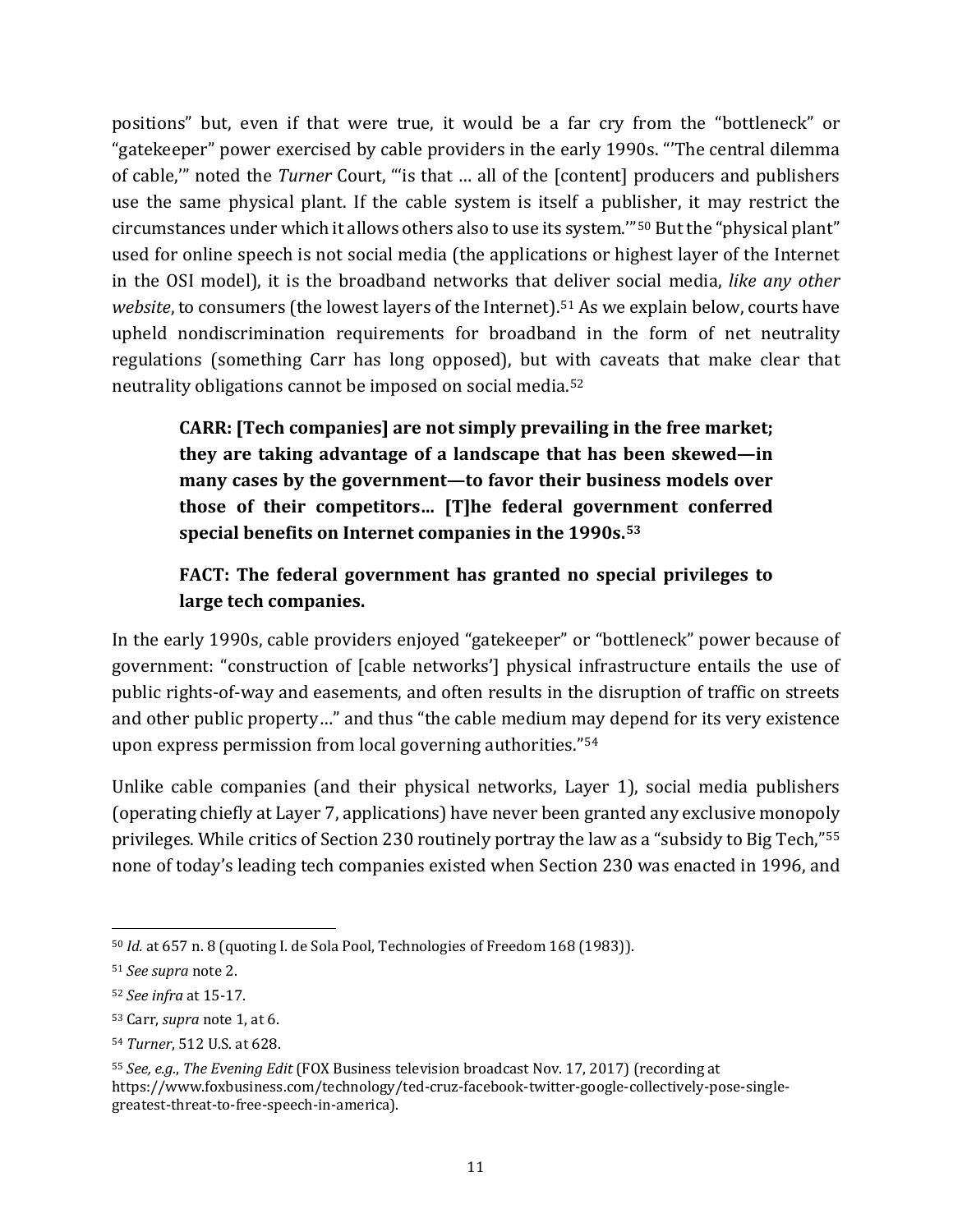positions" but, even if that were true, it would be a far cry from the "bottleneck" or "gatekeeper" power exercised by cable providers in the early 1990s. "'The central dilemma of cable,'" noted the *Turner* Court, "'is that … all of the [content] producers and publishers use the same physical plant. If the cable system is itself a publisher, it may restrict the circumstances under which it allows others also to use its system.'"[50] But the "physical plant" used for online speech is not social media (the applications or highest layer of the Internet in the OSI model), it is the broadband networks that deliver social media, *like any other website*, to consumers (the lowest layers of the Internet).[51] As we explain below, courts have upheld nondiscrimination requirements for broadband in the form of net neutrality regulations (something Carr has long opposed), but with caveats that make clear that neutrality obligations cannot be imposed on social media.[52]

> **CARR: [Tech companies] are not simply prevailing in the free market; they are taking advantage of a landscape that has been skewed—in many cases by the government—to favor their business models over those of their competitors… [T]he federal government conferred special benefits on Internet companies in the 1990s.[53]**
>
> **FACT: The federal government has granted no special privileges to large tech companies.**

In the early 1990s, cable providers enjoyed "gatekeeper" or "bottleneck" power because of government: "construction of [cable networks'] physical infrastructure entails the use of public rights-of-way and easements, and often results in the disruption of traffic on streets and other public property…" and thus "the cable medium may depend for its very existence upon express permission from local governing authorities."[54]

Unlike cable companies (and their physical networks, Layer 1), social media publishers (operating chiefly at Layer 7, applications) have never been granted any exclusive monopoly privileges. While critics of Section 230 routinely portray the law as a "subsidy to Big Tech,"[55] none of today's leading tech companies existed when Section 230 was enacted in 1996, and

---

[50] *Id.* at 657 n. 8 (quoting I. de Sola Pool, Technologies of Freedom 168 (1983)).

[51] *See supra* note 2.

[52] *See infra* at 15-17.

[53] Carr, *supra* note 1, at 6.

[54] *Turner*, 512 U.S. at 628.

[55] *See, e.g.*, *The Evening Edit* (FOX Business television broadcast Nov. 17, 2017) (recording at https://www.foxbusiness.com/technology/ted-cruz-facebook-twitter-google-collectively-pose-single-greatest-threat-to-free-speech-in-america).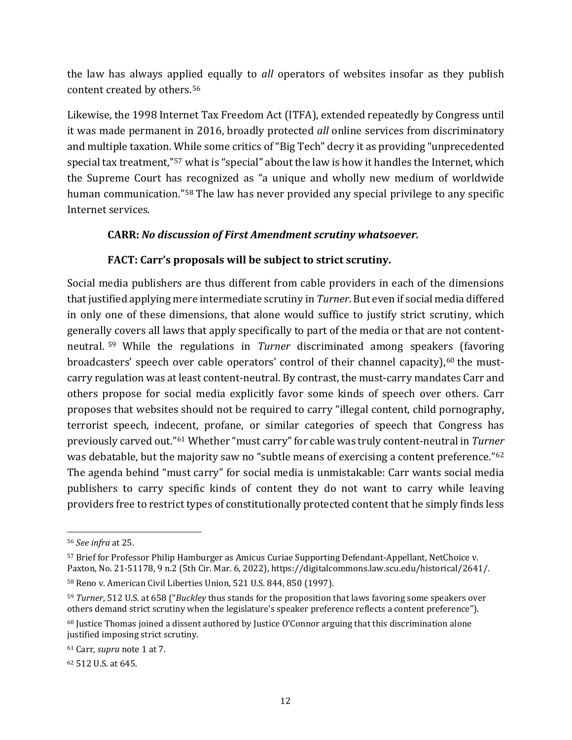the law has always applied equally to *all* operators of websites insofar as they publish content created by others.[56]

Likewise, the 1998 Internet Tax Freedom Act (ITFA), extended repeatedly by Congress until it was made permanent in 2016, broadly protected *all* online services from discriminatory and multiple taxation. While some critics of "Big Tech" decry it as providing "unprecedented special tax treatment,"[57] what is "special" about the law is how it handles the Internet, which the Supreme Court has recognized as "a unique and wholly new medium of worldwide human communication."[58] The law has never provided any special privilege to any specific Internet services.

**CARR:** ***No discussion of First Amendment scrutiny whatsoever.***

**FACT: Carr's proposals will be subject to strict scrutiny.**

Social media publishers are thus different from cable providers in each of the dimensions that justified applying mere intermediate scrutiny in *Turner*. But even if social media differed in only one of these dimensions, that alone would suffice to justify strict scrutiny, which generally covers all laws that apply specifically to part of the media or that are not content-neutral.[59] While the regulations in *Turner* discriminated among speakers (favoring broadcasters' speech over cable operators' control of their channel capacity),[60] the must-carry regulation was at least content-neutral. By contrast, the must-carry mandates Carr and others propose for social media explicitly favor some kinds of speech over others. Carr proposes that websites should not be required to carry "illegal content, child pornography, terrorist speech, indecent, profane, or similar categories of speech that Congress has previously carved out."[61] Whether "must carry" for cable was truly content-neutral in *Turner* was debatable, but the majority saw no "subtle means of exercising a content preference."[62] The agenda behind "must carry" for social media is unmistakable: Carr wants social media publishers to carry specific kinds of content they do not want to carry while leaving providers free to restrict types of constitutionally protected content that he simply finds less

---

[56] *See infra* at 25.

[57] Brief for Professor Philip Hamburger as Amicus Curiae Supporting Defendant-Appellant, NetChoice v. Paxton, No. 21-51178, 9 n.2 (5th Cir. Mar. 6, 2022), https://digitalcommons.law.scu.edu/historical/2641/.

[58] Reno v. American Civil Liberties Union, 521 U.S. 844, 850 (1997).

[59] *Turner*, 512 U.S. at 658 ("*Buckley* thus stands for the proposition that laws favoring some speakers over others demand strict scrutiny when the legislature's speaker preference reflects a content preference").

[60] Justice Thomas joined a dissent authored by Justice O'Connor arguing that this discrimination alone justified imposing strict scrutiny.

[61] Carr, *supra* note 1 at 7.

[62] 512 U.S. at 645.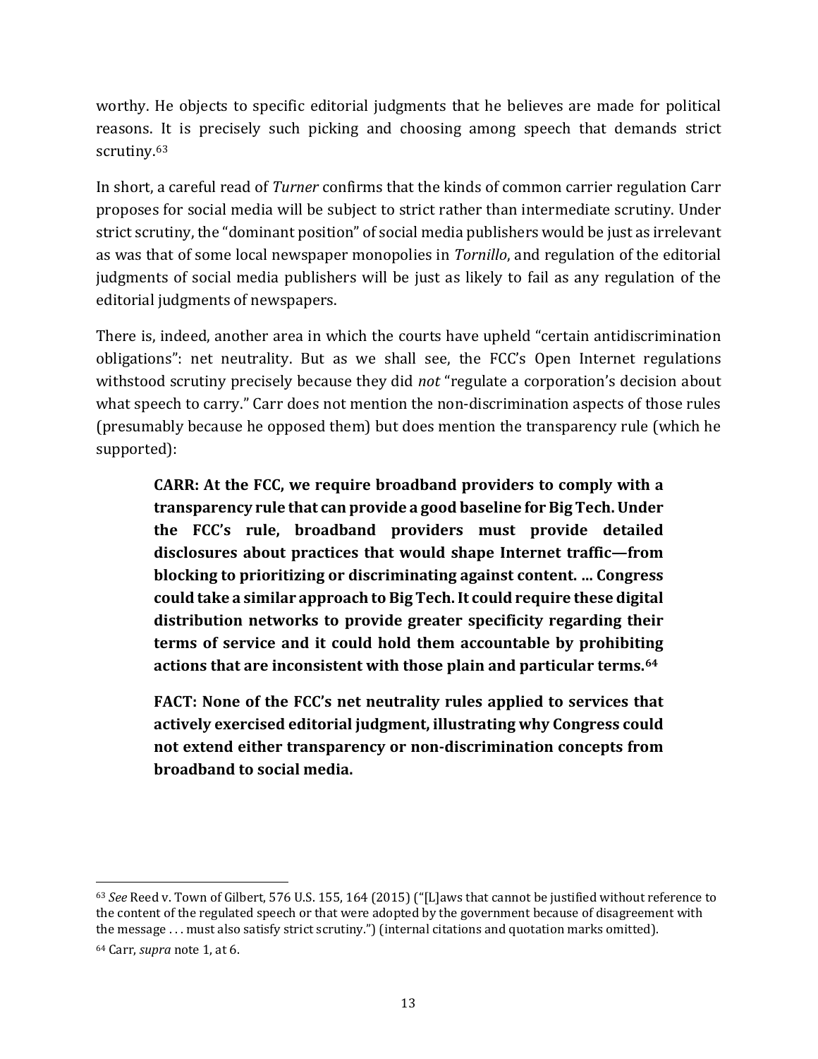worthy. He objects to specific editorial judgments that he believes are made for political reasons. It is precisely such picking and choosing among speech that demands strict scrutiny.[63]

In short, a careful read of *Turner* confirms that the kinds of common carrier regulation Carr proposes for social media will be subject to strict rather than intermediate scrutiny. Under strict scrutiny, the "dominant position" of social media publishers would be just as irrelevant as was that of some local newspaper monopolies in *Tornillo*, and regulation of the editorial judgments of social media publishers will be just as likely to fail as any regulation of the editorial judgments of newspapers.

There is, indeed, another area in which the courts have upheld "certain antidiscrimination obligations": net neutrality. But as we shall see, the FCC's Open Internet regulations withstood scrutiny precisely because they did *not* "regulate a corporation's decision about what speech to carry." Carr does not mention the non-discrimination aspects of those rules (presumably because he opposed them) but does mention the transparency rule (which he supported):

> **CARR: At the FCC, we require broadband providers to comply with a transparency rule that can provide a good baseline for Big Tech. Under the FCC's rule, broadband providers must provide detailed disclosures about practices that would shape Internet traffic—from blocking to prioritizing or discriminating against content. … Congress could take a similar approach to Big Tech. It could require these digital distribution networks to provide greater specificity regarding their terms of service and it could hold them accountable by prohibiting actions that are inconsistent with those plain and particular terms.[64]**
>
> **FACT: None of the FCC's net neutrality rules applied to services that actively exercised editorial judgment, illustrating why Congress could not extend either transparency or non-discrimination concepts from broadband to social media.**

---

[63] *See* Reed v. Town of Gilbert, 576 U.S. 155, 164 (2015) ("[L]aws that cannot be justified without reference to the content of the regulated speech or that were adopted by the government because of disagreement with the message . . . must also satisfy strict scrutiny.") (internal citations and quotation marks omitted).

[64] Carr, *supra* note 1, at 6.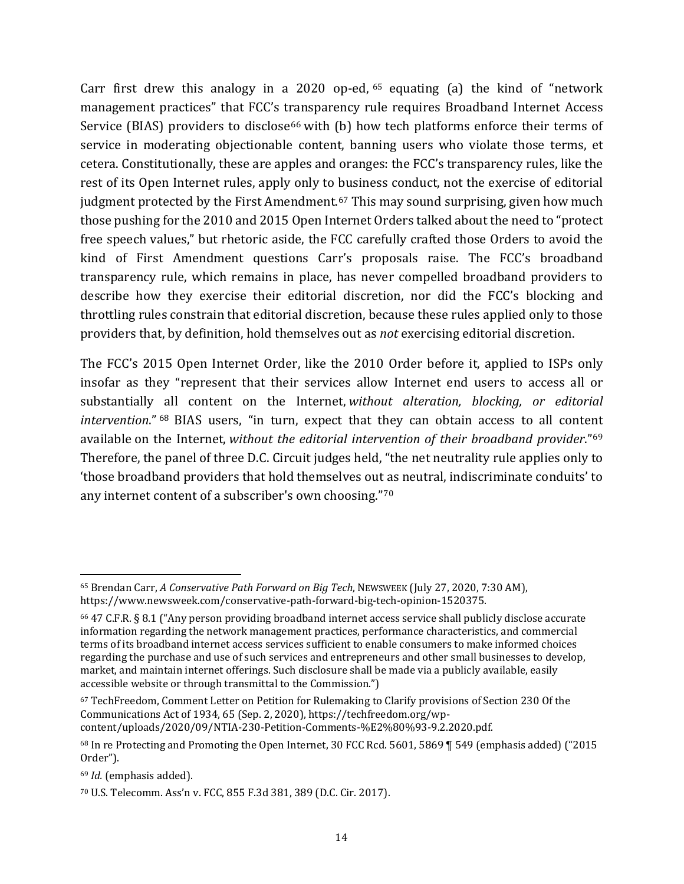Carr first drew this analogy in a 2020 op-ed,[65] equating (a) the kind of "network management practices" that FCC's transparency rule requires Broadband Internet Access Service (BIAS) providers to disclose[66] with (b) how tech platforms enforce their terms of service in moderating objectionable content, banning users who violate those terms, et cetera. Constitutionally, these are apples and oranges: the FCC's transparency rules, like the rest of its Open Internet rules, apply only to business conduct, not the exercise of editorial judgment protected by the First Amendment.[67] This may sound surprising, given how much those pushing for the 2010 and 2015 Open Internet Orders talked about the need to "protect free speech values," but rhetoric aside, the FCC carefully crafted those Orders to avoid the kind of First Amendment questions Carr's proposals raise. The FCC's broadband transparency rule, which remains in place, has never compelled broadband providers to describe how they exercise their editorial discretion, nor did the FCC's blocking and throttling rules constrain that editorial discretion, because these rules applied only to those providers that, by definition, hold themselves out as *not* exercising editorial discretion.

The FCC's 2015 Open Internet Order, like the 2010 Order before it, applied to ISPs only insofar as they "represent that their services allow Internet end users to access all or substantially all content on the Internet, *without alteration, blocking, or editorial intervention*."[68] BIAS users, "in turn, expect that they can obtain access to all content available on the Internet, *without the editorial intervention of their broadband provider*."[69] Therefore, the panel of three D.C. Circuit judges held, "the net neutrality rule applies only to 'those broadband providers that hold themselves out as neutral, indiscriminate conduits' to any internet content of a subscriber's own choosing."[70]

---

[65] Brendan Carr, *A Conservative Path Forward on Big Tech*, NEWSWEEK (July 27, 2020, 7:30 AM), https://www.newsweek.com/conservative-path-forward-big-tech-opinion-1520375.

[66] 47 C.F.R. § 8.1 ("Any person providing broadband internet access service shall publicly disclose accurate information regarding the network management practices, performance characteristics, and commercial terms of its broadband internet access services sufficient to enable consumers to make informed choices regarding the purchase and use of such services and entrepreneurs and other small businesses to develop, market, and maintain internet offerings. Such disclosure shall be made via a publicly available, easily accessible website or through transmittal to the Commission.")

[67] TechFreedom, Comment Letter on Petition for Rulemaking to Clarify provisions of Section 230 Of the Communications Act of 1934, 65 (Sep. 2, 2020), https://techfreedom.org/wp-content/uploads/2020/09/NTIA-230-Petition-Comments-%E2%80%93-9.2.2020.pdf.

[68] In re Protecting and Promoting the Open Internet, 30 FCC Rcd. 5601, 5869 ¶ 549 (emphasis added) ("2015 Order").

[69] *Id.* (emphasis added).

[70] U.S. Telecomm. Ass'n v. FCC, 855 F.3d 381, 389 (D.C. Cir. 2017).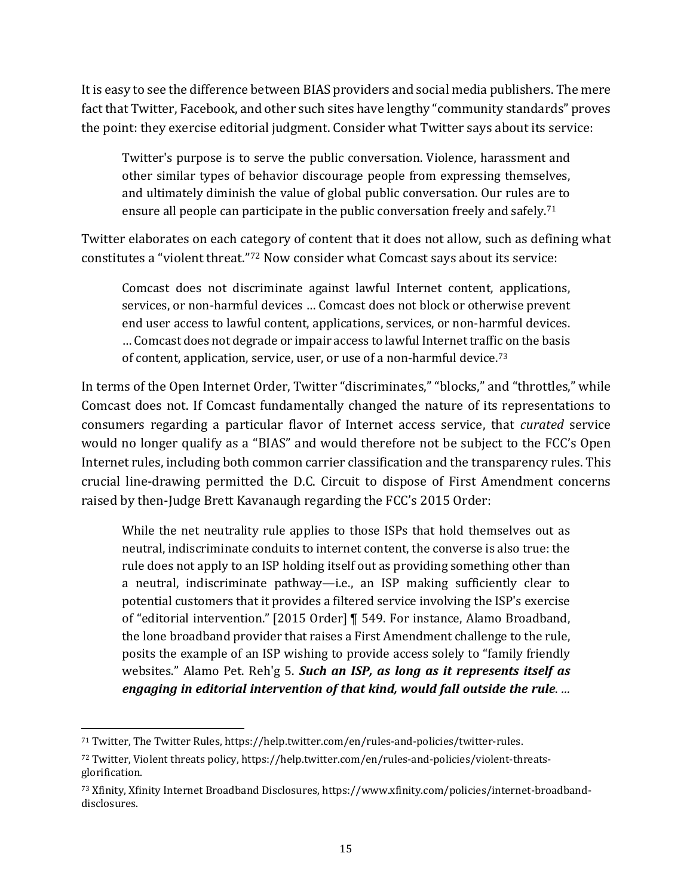It is easy to see the difference between BIAS providers and social media publishers. The mere fact that Twitter, Facebook, and other such sites have lengthy "community standards" proves the point: they exercise editorial judgment. Consider what Twitter says about its service:

> Twitter's purpose is to serve the public conversation. Violence, harassment and other similar types of behavior discourage people from expressing themselves, and ultimately diminish the value of global public conversation. Our rules are to ensure all people can participate in the public conversation freely and safely.[71]

Twitter elaborates on each category of content that it does not allow, such as defining what constitutes a "violent threat."[72] Now consider what Comcast says about its service:

> Comcast does not discriminate against lawful Internet content, applications, services, or non-harmful devices … Comcast does not block or otherwise prevent end user access to lawful content, applications, services, or non-harmful devices. … Comcast does not degrade or impair access to lawful Internet traffic on the basis of content, application, service, user, or use of a non-harmful device.[73]

In terms of the Open Internet Order, Twitter "discriminates," "blocks," and "throttles," while Comcast does not. If Comcast fundamentally changed the nature of its representations to consumers regarding a particular flavor of Internet access service, that *curated* service would no longer qualify as a "BIAS" and would therefore not be subject to the FCC's Open Internet rules, including both common carrier classification and the transparency rules. This crucial line-drawing permitted the D.C. Circuit to dispose of First Amendment concerns raised by then-Judge Brett Kavanaugh regarding the FCC's 2015 Order:

> While the net neutrality rule applies to those ISPs that hold themselves out as neutral, indiscriminate conduits to internet content, the converse is also true: the rule does not apply to an ISP holding itself out as providing something other than a neutral, indiscriminate pathway—i.e., an ISP making sufficiently clear to potential customers that it provides a filtered service involving the ISP's exercise of "editorial intervention." [2015 Order] ¶ 549. For instance, Alamo Broadband, the lone broadband provider that raises a First Amendment challenge to the rule, posits the example of an ISP wishing to provide access solely to "family friendly websites." Alamo Pet. Reh'g 5. ***Such an ISP, as long as it represents itself as engaging in editorial intervention of that kind, would fall outside the rule***. …

---

[71] Twitter, The Twitter Rules, https://help.twitter.com/en/rules-and-policies/twitter-rules.

[72] Twitter, Violent threats policy, https://help.twitter.com/en/rules-and-policies/violent-threats-glorification.

[73] Xfinity, Xfinity Internet Broadband Disclosures, https://www.xfinity.com/policies/internet-broadband-disclosures.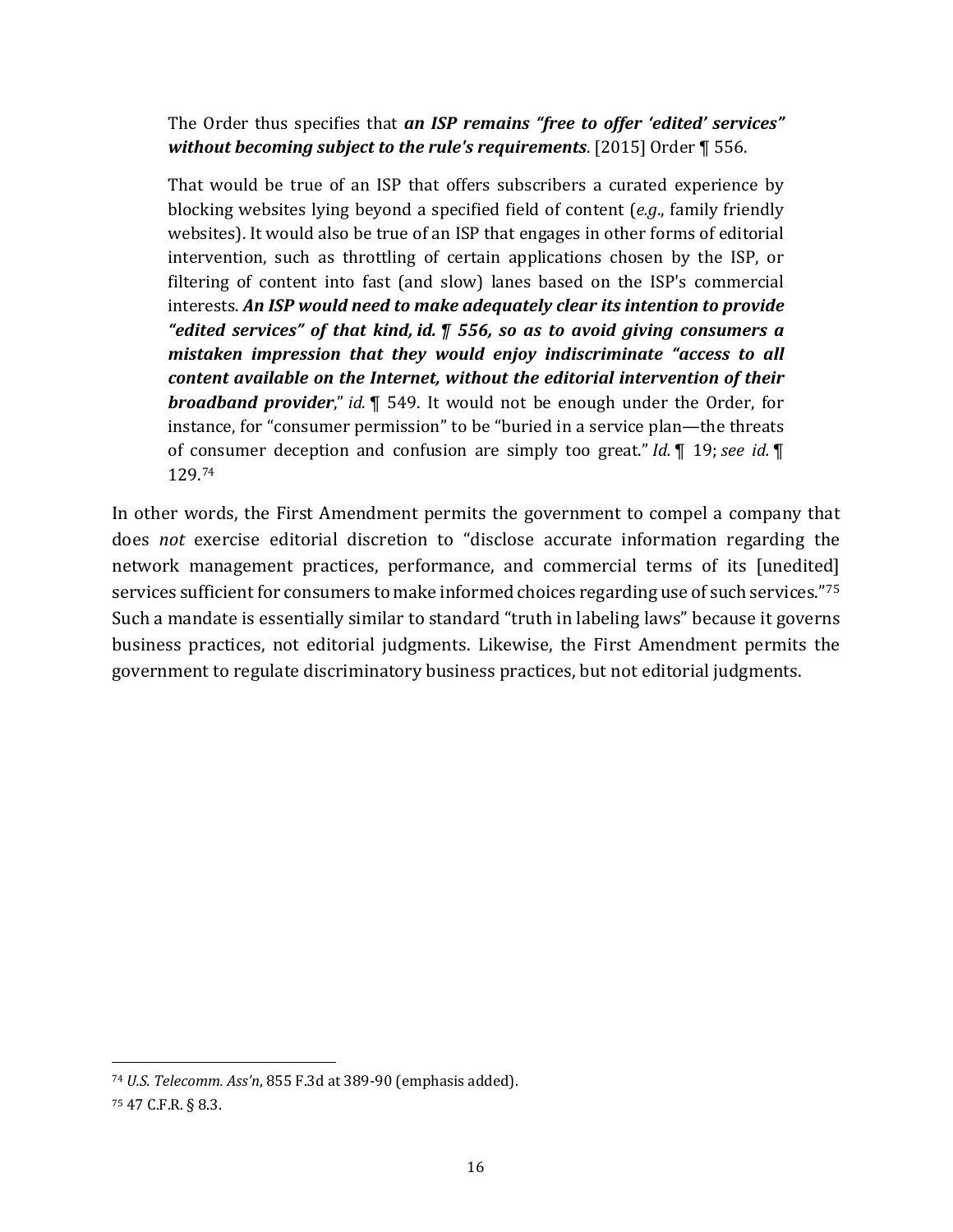> The Order thus specifies that ***an ISP remains "free to offer 'edited' services" without becoming subject to the rule's requirements***. [2015] Order ¶ 556.
>
> That would be true of an ISP that offers subscribers a curated experience by blocking websites lying beyond a specified field of content (*e.g.*, family friendly websites). It would also be true of an ISP that engages in other forms of editorial intervention, such as throttling of certain applications chosen by the ISP, or filtering of content into fast (and slow) lanes based on the ISP's commercial interests. ***An ISP would need to make adequately clear its intention to provide "edited services" of that kind, id. ¶ 556, so as to avoid giving consumers a mistaken impression that they would enjoy indiscriminate "access to all content available on the Internet, without the editorial intervention of their broadband provider***," *id.* ¶ 549. It would not be enough under the Order, for instance, for "consumer permission" to be "buried in a service plan—the threats of consumer deception and confusion are simply too great." *Id.* ¶ 19; *see id.* ¶ 129.[74]

In other words, the First Amendment permits the government to compel a company that does *not* exercise editorial discretion to "disclose accurate information regarding the network management practices, performance, and commercial terms of its [unedited] services sufficient for consumers to make informed choices regarding use of such services."[75] Such a mandate is essentially similar to standard "truth in labeling laws" because it governs business practices, not editorial judgments. Likewise, the First Amendment permits the government to regulate discriminatory business practices, but not editorial judgments.

---

[74] *U.S. Telecomm. Ass'n*, 855 F.3d at 389-90 (emphasis added).

[75] 47 C.F.R. § 8.3.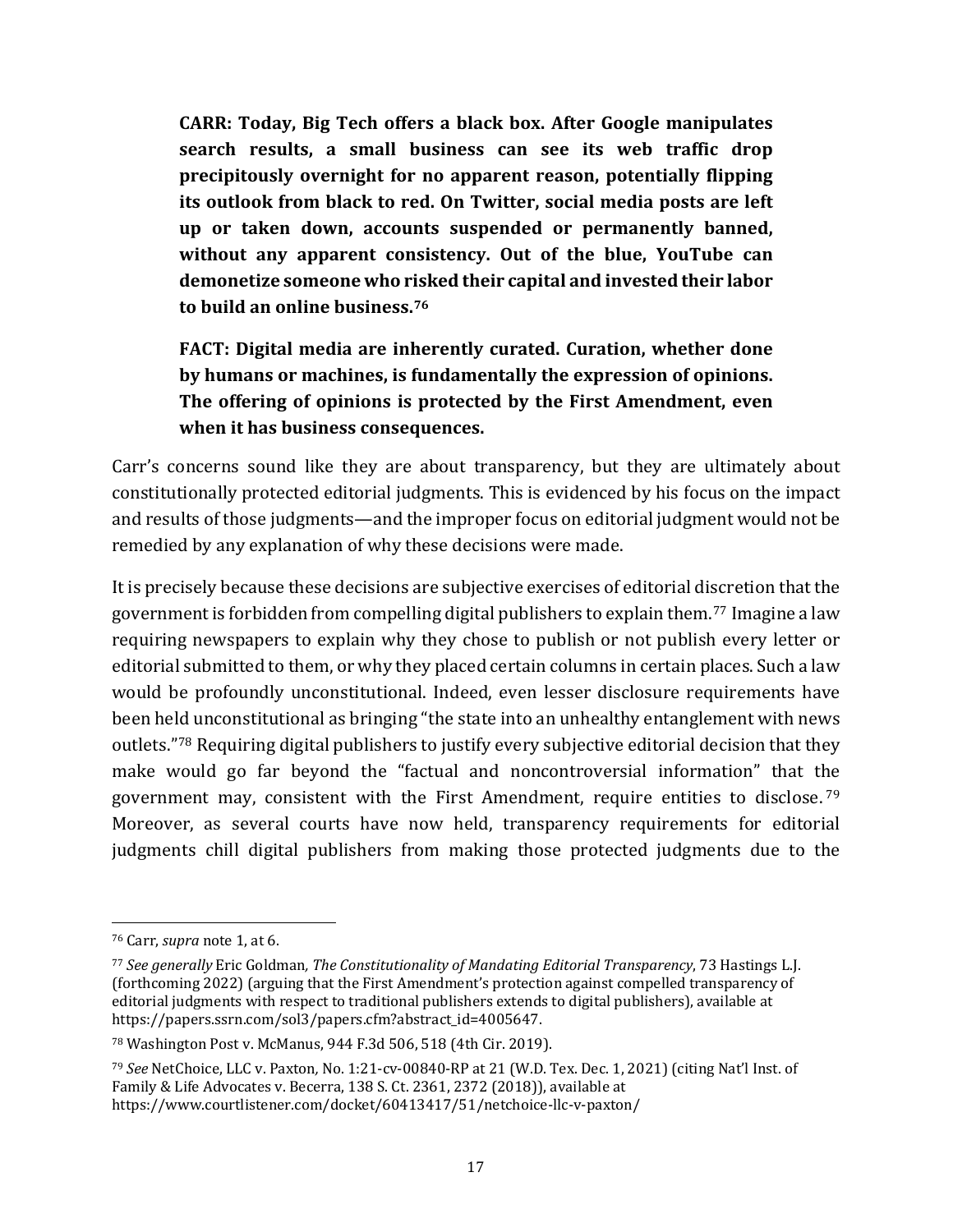> **CARR: Today, Big Tech offers a black box. After Google manipulates search results, a small business can see its web traffic drop precipitously overnight for no apparent reason, potentially flipping its outlook from black to red. On Twitter, social media posts are left up or taken down, accounts suspended or permanently banned, without any apparent consistency. Out of the blue, YouTube can demonetize someone who risked their capital and invested their labor to build an online business.[76]**
>
> **FACT: Digital media are inherently curated. Curation, whether done by humans or machines, is fundamentally the expression of opinions. The offering of opinions is protected by the First Amendment, even when it has business consequences.**

Carr's concerns sound like they are about transparency, but they are ultimately about constitutionally protected editorial judgments. This is evidenced by his focus on the impact and results of those judgments—and the improper focus on editorial judgment would not be remedied by any explanation of why these decisions were made.

It is precisely because these decisions are subjective exercises of editorial discretion that the government is forbidden from compelling digital publishers to explain them.[77] Imagine a law requiring newspapers to explain why they chose to publish or not publish every letter or editorial submitted to them, or why they placed certain columns in certain places. Such a law would be profoundly unconstitutional. Indeed, even lesser disclosure requirements have been held unconstitutional as bringing "the state into an unhealthy entanglement with news outlets."[78] Requiring digital publishers to justify every subjective editorial decision that they make would go far beyond the "factual and noncontroversial information" that the government may, consistent with the First Amendment, require entities to disclose.[79] Moreover, as several courts have now held, transparency requirements for editorial judgments chill digital publishers from making those protected judgments due to the

---

[76] Carr, *supra* note 1, at 6.

[77] *See generally* Eric Goldman*, The Constitutionality of Mandating Editorial Transparency*, 73 Hastings L.J. (forthcoming 2022) (arguing that the First Amendment's protection against compelled transparency of editorial judgments with respect to traditional publishers extends to digital publishers), available at https://papers.ssrn.com/sol3/papers.cfm?abstract_id=4005647.

[78] Washington Post v. McManus, 944 F.3d 506, 518 (4th Cir. 2019).

[79] *See* NetChoice, LLC v. Paxton*,* No. 1:21-cv-00840-RP at 21 (W.D. Tex. Dec. 1, 2021) (citing Nat'l Inst. of Family & Life Advocates v. Becerra, 138 S. Ct. 2361, 2372 (2018)), available at https://www.courtlistener.com/docket/60413417/51/netchoice-llc-v-paxton/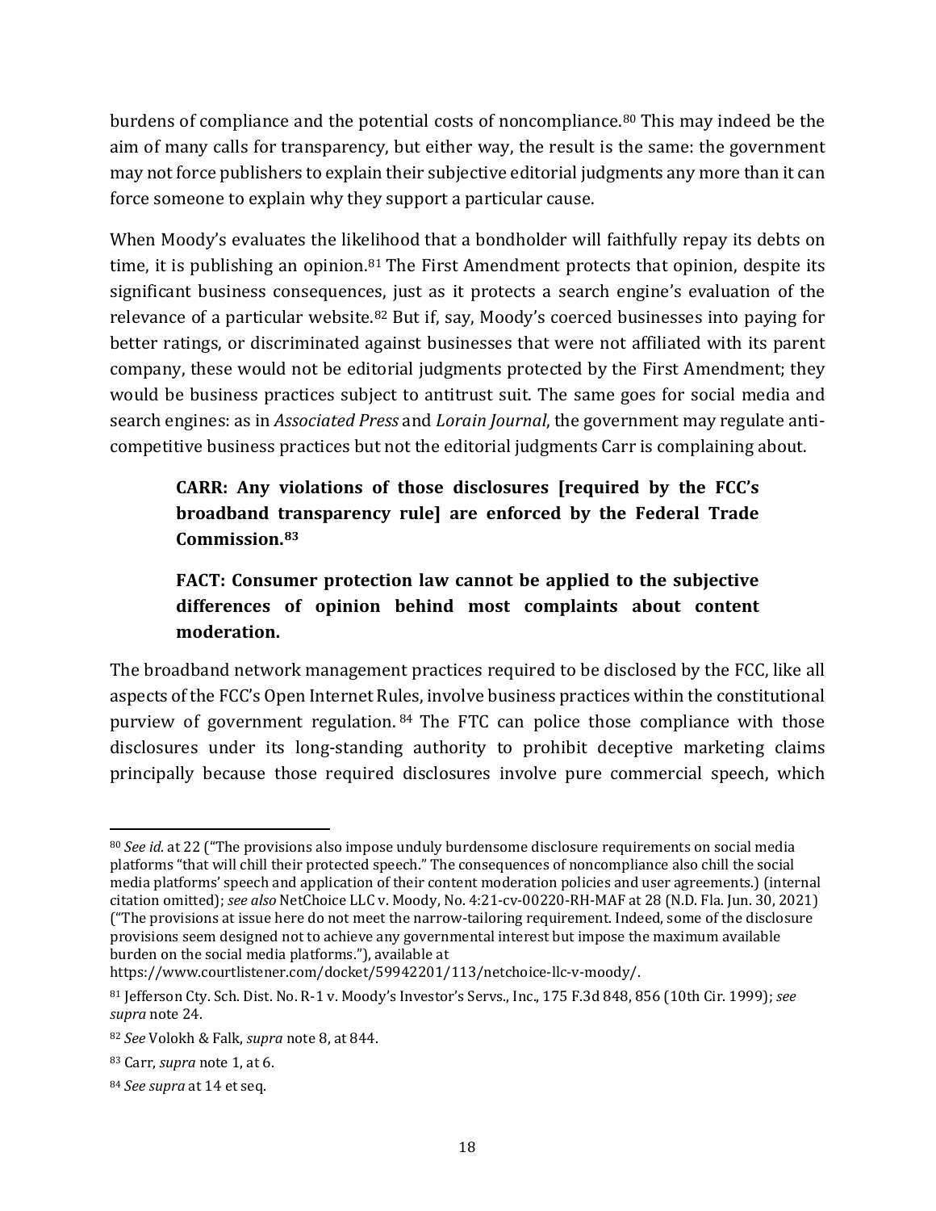burdens of compliance and the potential costs of noncompliance.[80] This may indeed be the aim of many calls for transparency, but either way, the result is the same: the government may not force publishers to explain their subjective editorial judgments any more than it can force someone to explain why they support a particular cause.

When Moody's evaluates the likelihood that a bondholder will faithfully repay its debts on time, it is publishing an opinion.[81] The First Amendment protects that opinion, despite its significant business consequences, just as it protects a search engine's evaluation of the relevance of a particular website.[82] But if, say, Moody's coerced businesses into paying for better ratings, or discriminated against businesses that were not affiliated with its parent company, these would not be editorial judgments protected by the First Amendment; they would be business practices subject to antitrust suit. The same goes for social media and search engines: as in *Associated Press* and *Lorain Journal*, the government may regulate anti-competitive business practices but not the editorial judgments Carr is complaining about.

> **CARR: Any violations of those disclosures [required by the FCC's broadband transparency rule] are enforced by the Federal Trade Commission.[83]**
>
> **FACT: Consumer protection law cannot be applied to the subjective differences of opinion behind most complaints about content moderation.**

The broadband network management practices required to be disclosed by the FCC, like all aspects of the FCC's Open Internet Rules, involve business practices within the constitutional purview of government regulation.[84] The FTC can police those compliance with those disclosures under its long-standing authority to prohibit deceptive marketing claims principally because those required disclosures involve pure commercial speech, which

---

[80] *See id.* at 22 ("The provisions also impose unduly burdensome disclosure requirements on social media platforms "that will chill their protected speech." The consequences of noncompliance also chill the social media platforms' speech and application of their content moderation policies and user agreements.) (internal citation omitted); *see also* NetChoice LLC v. Moody, No. 4:21-cv-00220-RH-MAF at 28 (N.D. Fla. Jun. 30, 2021) ("The provisions at issue here do not meet the narrow-tailoring requirement. Indeed, some of the disclosure provisions seem designed not to achieve any governmental interest but impose the maximum available burden on the social media platforms."), available at https://www.courtlistener.com/docket/59942201/113/netchoice-llc-v-moody/.

[81] Jefferson Cty. Sch. Dist. No. R-1 v. Moody's Investor's Servs., Inc., 175 F.3d 848, 856 (10th Cir. 1999); *see supra* note 24.

[82] *See* Volokh & Falk, *supra* note 8, at 844.

[83] Carr, *supra* note 1, at 6.

[84] *See supra* at 14 et seq.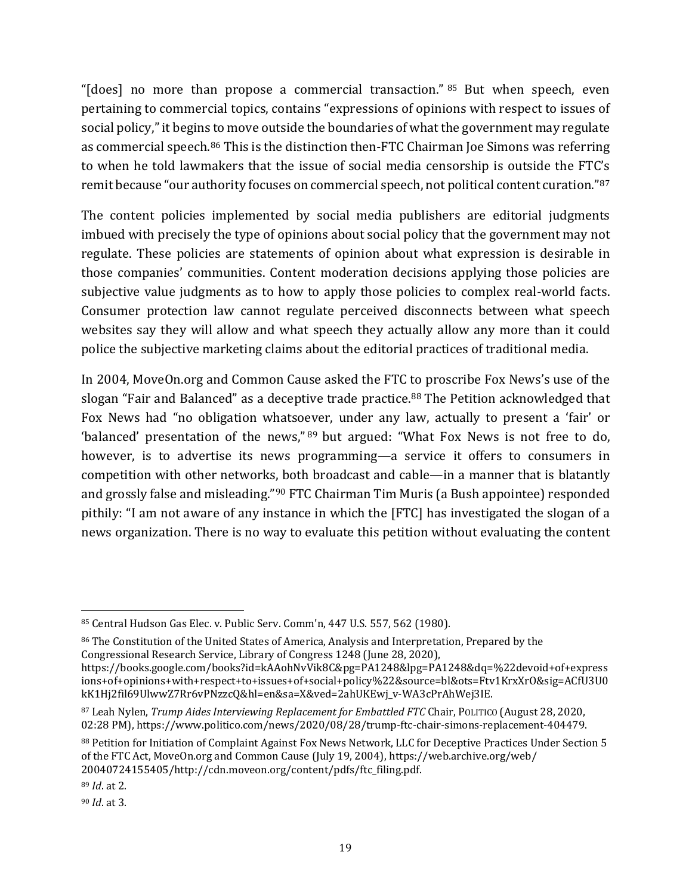"[does] no more than propose a commercial transaction." [85] But when speech, even pertaining to commercial topics, contains "expressions of opinions with respect to issues of social policy," it begins to move outside the boundaries of what the government may regulate as commercial speech.[86] This is the distinction then-FTC Chairman Joe Simons was referring to when he told lawmakers that the issue of social media censorship is outside the FTC's remit because "our authority focuses on commercial speech, not political content curation."[87]

The content policies implemented by social media publishers are editorial judgments imbued with precisely the type of opinions about social policy that the government may not regulate. These policies are statements of opinion about what expression is desirable in those companies' communities. Content moderation decisions applying those policies are subjective value judgments as to how to apply those policies to complex real-world facts. Consumer protection law cannot regulate perceived disconnects between what speech websites say they will allow and what speech they actually allow any more than it could police the subjective marketing claims about the editorial practices of traditional media.

In 2004, MoveOn.org and Common Cause asked the FTC to proscribe Fox News's use of the slogan "Fair and Balanced" as a deceptive trade practice.[88] The Petition acknowledged that Fox News had "no obligation whatsoever, under any law, actually to present a 'fair' or 'balanced' presentation of the news," [89] but argued: "What Fox News is not free to do, however, is to advertise its news programming—a service it offers to consumers in competition with other networks, both broadcast and cable—in a manner that is blatantly and grossly false and misleading."[90] FTC Chairman Tim Muris (a Bush appointee) responded pithily: "I am not aware of any instance in which the [FTC] has investigated the slogan of a news organization. There is no way to evaluate this petition without evaluating the content

---

[85] Central Hudson Gas Elec. v. Public Serv. Comm'n, 447 U.S. 557, 562 (1980).

[86] The Constitution of the United States of America, Analysis and Interpretation, Prepared by the Congressional Research Service, Library of Congress 1248 (June 28, 2020), https://books.google.com/books?id=kAAohNvVik8C&pg=PA1248&lpg=PA1248&dq=%22devoid+of+expressions+of+opinions+with+respect+to+issues+of+social+policy%22&source=bl&ots=Ftv1KrxXrO&sig=ACfU3U0kK1Hj2fil69UlwwZ7Rr6vPNzzcQ&hl=en&sa=X&ved=2ahUKEwj_v-WA3cPrAhWej3IE.

[87] Leah Nylen, *Trump Aides Interviewing Replacement for Embattled FTC* Chair, POLITICO (August 28, 2020, 02:28 PM), https://www.politico.com/news/2020/08/28/trump-ftc-chair-simons-replacement-404479.

[88] Petition for Initiation of Complaint Against Fox News Network, LLC for Deceptive Practices Under Section 5 of the FTC Act, MoveOn.org and Common Cause (July 19, 2004), https://web.archive.org/web/20040724155405/http://cdn.moveon.org/content/pdfs/ftc_filing.pdf.

[89] *Id*. at 2.

[90] *Id*. at 3.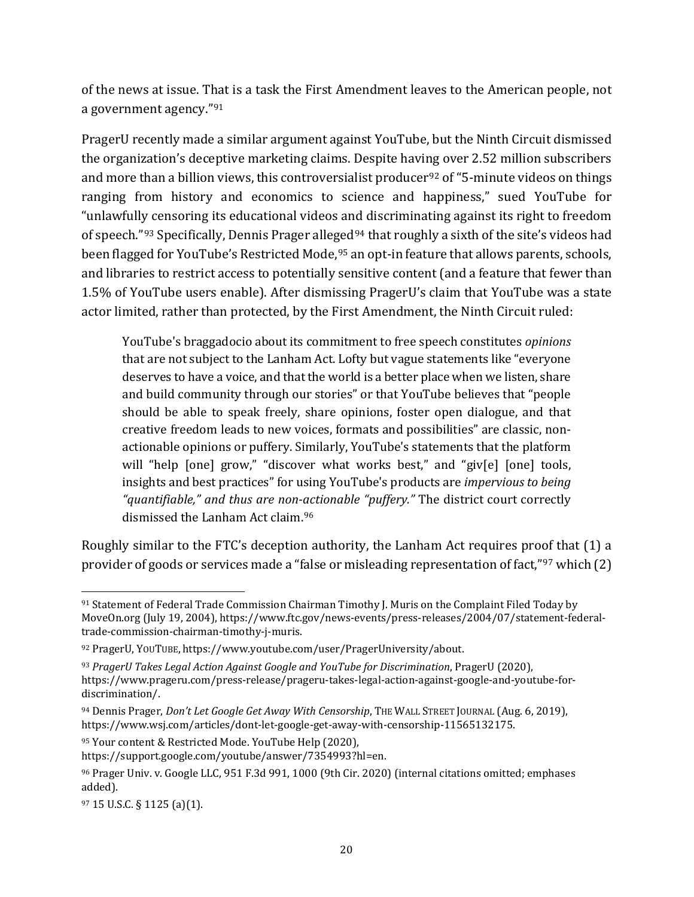of the news at issue. That is a task the First Amendment leaves to the American people, not a government agency."[91]

PragerU recently made a similar argument against YouTube, but the Ninth Circuit dismissed the organization's deceptive marketing claims. Despite having over 2.52 million subscribers and more than a billion views, this controversialist producer[92] of "5-minute videos on things ranging from history and economics to science and happiness," sued YouTube for "unlawfully censoring its educational videos and discriminating against its right to freedom of speech."[93] Specifically, Dennis Prager alleged[94] that roughly a sixth of the site's videos had been flagged for YouTube's Restricted Mode,[95] an opt-in feature that allows parents, schools, and libraries to restrict access to potentially sensitive content (and a feature that fewer than 1.5% of YouTube users enable). After dismissing PragerU's claim that YouTube was a state actor limited, rather than protected, by the First Amendment, the Ninth Circuit ruled:

> YouTube's braggadocio about its commitment to free speech constitutes *opinions* that are not subject to the Lanham Act. Lofty but vague statements like "everyone deserves to have a voice, and that the world is a better place when we listen, share and build community through our stories" or that YouTube believes that "people should be able to speak freely, share opinions, foster open dialogue, and that creative freedom leads to new voices, formats and possibilities" are classic, non-actionable opinions or puffery. Similarly, YouTube's statements that the platform will "help [one] grow," "discover what works best," and "giv[e] [one] tools, insights and best practices" for using YouTube's products are *impervious to being "quantifiable," and thus are non-actionable "puffery."* The district court correctly dismissed the Lanham Act claim.[96]

Roughly similar to the FTC's deception authority, the Lanham Act requires proof that (1) a provider of goods or services made a "false or misleading representation of fact,"[97] which (2)

---

[91] Statement of Federal Trade Commission Chairman Timothy J. Muris on the Complaint Filed Today by MoveOn.org (July 19, 2004), https://www.ftc.gov/news-events/press-releases/2004/07/statement-federal-trade-commission-chairman-timothy-j-muris.

[92] PragerU, YOUTUBE, https://www.youtube.com/user/PragerUniversity/about.

[93] *PragerU Takes Legal Action Against Google and YouTube for Discrimination*, PragerU (2020), https://www.prageru.com/press-release/prageru-takes-legal-action-against-google-and-youtube-for-discrimination/.

[94] Dennis Prager, *Don't Let Google Get Away With Censorship*, THE WALL STREET JOURNAL (Aug. 6, 2019), https://www.wsj.com/articles/dont-let-google-get-away-with-censorship-11565132175.

[95] Your content & Restricted Mode. YouTube Help (2020), https://support.google.com/youtube/answer/7354993?hl=en.

[96] Prager Univ. v. Google LLC, 951 F.3d 991, 1000 (9th Cir. 2020) (internal citations omitted; emphases added).

[97] 15 U.S.C. § 1125 (a)(1).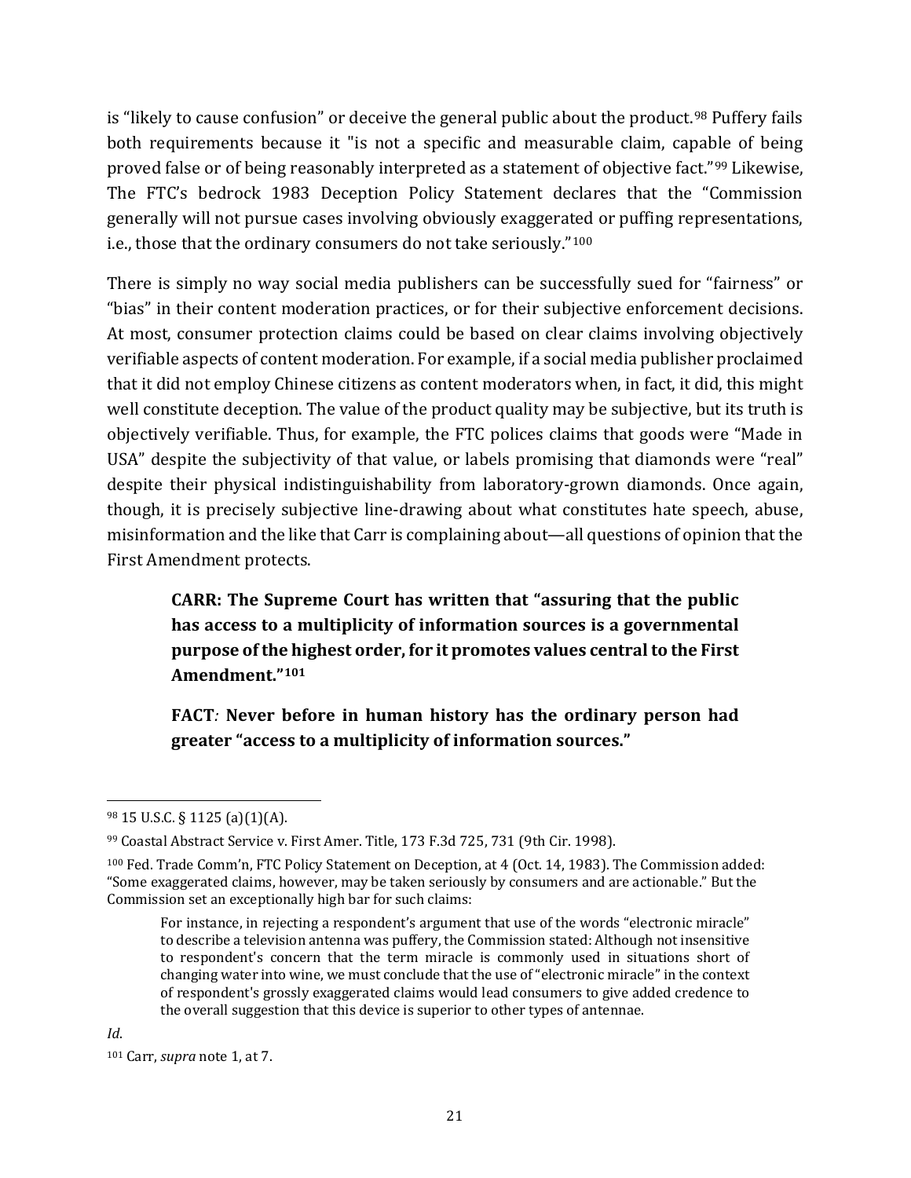is "likely to cause confusion" or deceive the general public about the product.[98] Puffery fails both requirements because it "is not a specific and measurable claim, capable of being proved false or of being reasonably interpreted as a statement of objective fact."[99] Likewise, The FTC's bedrock 1983 Deception Policy Statement declares that the "Commission generally will not pursue cases involving obviously exaggerated or puffing representations, i.e., those that the ordinary consumers do not take seriously."[100]

There is simply no way social media publishers can be successfully sued for "fairness" or "bias" in their content moderation practices, or for their subjective enforcement decisions. At most, consumer protection claims could be based on clear claims involving objectively verifiable aspects of content moderation. For example, if a social media publisher proclaimed that it did not employ Chinese citizens as content moderators when, in fact, it did, this might well constitute deception. The value of the product quality may be subjective, but its truth is objectively verifiable. Thus, for example, the FTC polices claims that goods were "Made in USA" despite the subjectivity of that value, or labels promising that diamonds were "real" despite their physical indistinguishability from laboratory-grown diamonds. Once again, though, it is precisely subjective line-drawing about what constitutes hate speech, abuse, misinformation and the like that Carr is complaining about—all questions of opinion that the First Amendment protects.

> **CARR: The Supreme Court has written that "assuring that the public has access to a multiplicity of information sources is a governmental purpose of the highest order, for it promotes values central to the First Amendment."[101]**
>
> **FACT*:* Never before in human history has the ordinary person had greater "access to a multiplicity of information sources."**

---

[98] 15 U.S.C. § 1125 (a)(1)(A).

[99] Coastal Abstract Service v. First Amer. Title, 173 F.3d 725, 731 (9th Cir. 1998).

[100] Fed. Trade Comm'n, FTC Policy Statement on Deception, at 4 (Oct. 14, 1983). The Commission added: "Some exaggerated claims, however, may be taken seriously by consumers and are actionable." But the Commission set an exceptionally high bar for such claims:

> For instance, in rejecting a respondent's argument that use of the words "electronic miracle" to describe a television antenna was puffery, the Commission stated: Although not insensitive to respondent's concern that the term miracle is commonly used in situations short of changing water into wine, we must conclude that the use of "electronic miracle" in the context of respondent's grossly exaggerated claims would lead consumers to give added credence to the overall suggestion that this device is superior to other types of antennae.

*Id*.

[101] Carr, *supra* note 1, at 7.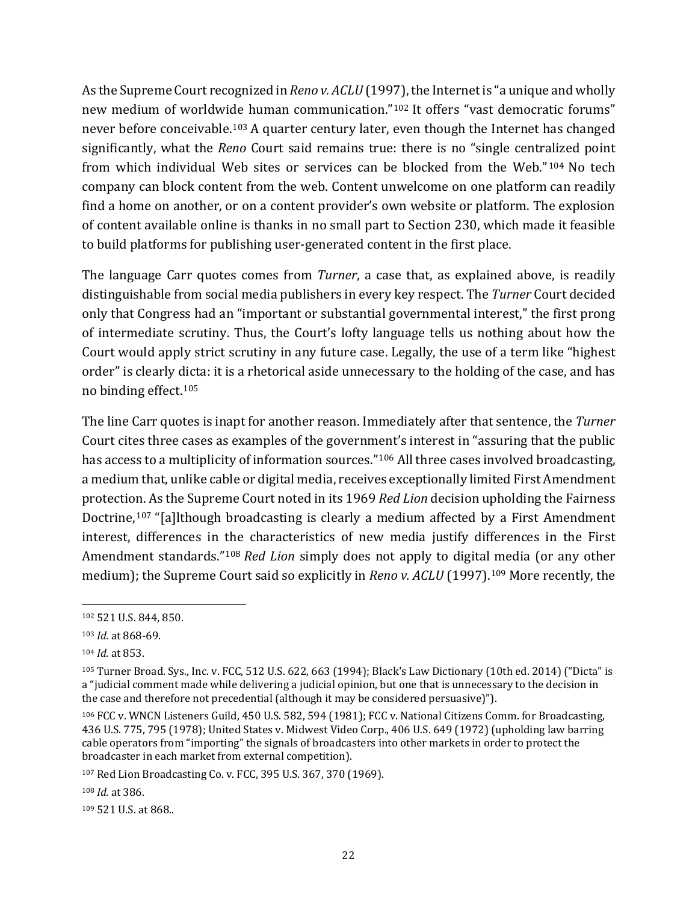As the Supreme Court recognized in *Reno v. ACLU* (1997), the Internet is "a unique and wholly new medium of worldwide human communication."[102] It offers "vast democratic forums" never before conceivable.[103] A quarter century later, even though the Internet has changed significantly, what the *Reno* Court said remains true: there is no "single centralized point from which individual Web sites or services can be blocked from the Web."[104] No tech company can block content from the web. Content unwelcome on one platform can readily find a home on another, or on a content provider's own website or platform. The explosion of content available online is thanks in no small part to Section 230, which made it feasible to build platforms for publishing user-generated content in the first place.

The language Carr quotes comes from *Turner*, a case that, as explained above, is readily distinguishable from social media publishers in every key respect. The *Turner* Court decided only that Congress had an "important or substantial governmental interest," the first prong of intermediate scrutiny. Thus, the Court's lofty language tells us nothing about how the Court would apply strict scrutiny in any future case. Legally, the use of a term like "highest order" is clearly dicta: it is a rhetorical aside unnecessary to the holding of the case, and has no binding effect.[105]

The line Carr quotes is inapt for another reason. Immediately after that sentence, the *Turner* Court cites three cases as examples of the government's interest in "assuring that the public has access to a multiplicity of information sources."[106] All three cases involved broadcasting, a medium that, unlike cable or digital media, receives exceptionally limited First Amendment protection. As the Supreme Court noted in its 1969 *Red Lion* decision upholding the Fairness Doctrine,[107] "[a]lthough broadcasting is clearly a medium affected by a First Amendment interest, differences in the characteristics of new media justify differences in the First Amendment standards."[108] *Red Lion* simply does not apply to digital media (or any other medium); the Supreme Court said so explicitly in *Reno v. ACLU* (1997).[109] More recently, the

---

[102] 521 U.S. 844, 850.

[103] *Id.* at 868-69.

[104] *Id.* at 853.

[105] Turner Broad. Sys., Inc. v. FCC, 512 U.S. 622, 663 (1994); Black's Law Dictionary (10th ed. 2014) ("Dicta" is a "judicial comment made while delivering a judicial opinion, but one that is unnecessary to the decision in the case and therefore not precedential (although it may be considered persuasive)").

[106] FCC v. WNCN Listeners Guild, 450 U.S. 582, 594 (1981); FCC v. National Citizens Comm. for Broadcasting, 436 U.S. 775, 795 (1978); United States v. Midwest Video Corp., 406 U.S. 649 (1972) (upholding law barring cable operators from "importing" the signals of broadcasters into other markets in order to protect the broadcaster in each market from external competition).

[107] Red Lion Broadcasting Co. v. FCC, 395 U.S. 367, 370 (1969).

[108] *Id.* at 386.

[109] 521 U.S. at 868..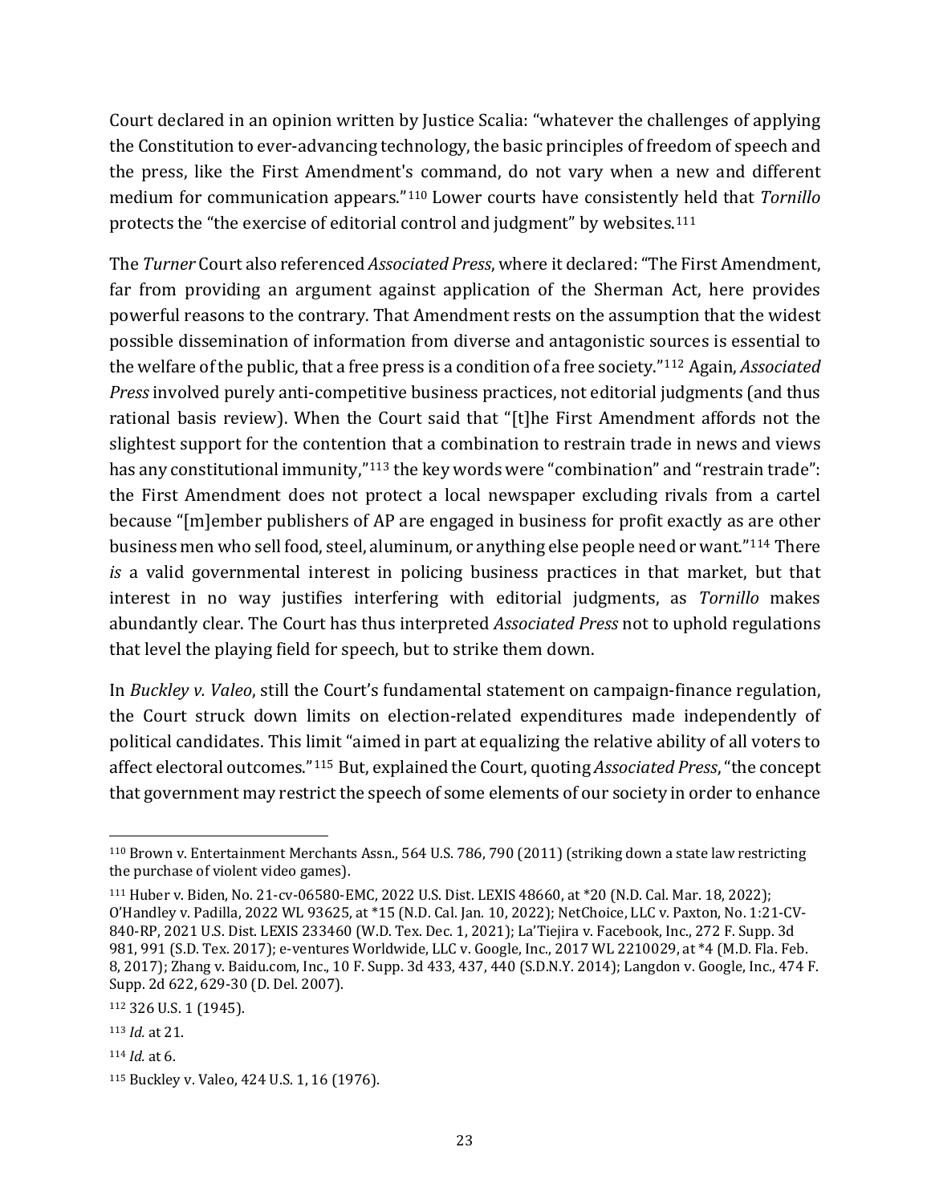Court declared in an opinion written by Justice Scalia: "whatever the challenges of applying the Constitution to ever-advancing technology, the basic principles of freedom of speech and the press, like the First Amendment's command, do not vary when a new and different medium for communication appears."[110] Lower courts have consistently held that *Tornillo* protects the "the exercise of editorial control and judgment" by websites.[111]

The *Turner* Court also referenced *Associated Press*, where it declared: "The First Amendment, far from providing an argument against application of the Sherman Act, here provides powerful reasons to the contrary. That Amendment rests on the assumption that the widest possible dissemination of information from diverse and antagonistic sources is essential to the welfare of the public, that a free press is a condition of a free society."[112] Again, *Associated Press* involved purely anti-competitive business practices, not editorial judgments (and thus rational basis review). When the Court said that "[t]he First Amendment affords not the slightest support for the contention that a combination to restrain trade in news and views has any constitutional immunity,"[113] the key words were "combination" and "restrain trade": the First Amendment does not protect a local newspaper excluding rivals from a cartel because "[m]ember publishers of AP are engaged in business for profit exactly as are other business men who sell food, steel, aluminum, or anything else people need or want."[114] There *is* a valid governmental interest in policing business practices in that market, but that interest in no way justifies interfering with editorial judgments, as *Tornillo* makes abundantly clear. The Court has thus interpreted *Associated Press* not to uphold regulations that level the playing field for speech, but to strike them down.

In *Buckley v. Valeo*, still the Court's fundamental statement on campaign-finance regulation, the Court struck down limits on election-related expenditures made independently of political candidates. This limit "aimed in part at equalizing the relative ability of all voters to affect electoral outcomes."[115] But, explained the Court, quoting *Associated Press*, "the concept that government may restrict the speech of some elements of our society in order to enhance

---

[110] Brown v. Entertainment Merchants Assn., 564 U.S. 786, 790 (2011) (striking down a state law restricting the purchase of violent video games).

[111] Huber v. Biden, No. 21-cv-06580-EMC, 2022 U.S. Dist. LEXIS 48660, at *20 (N.D. Cal. Mar. 18, 2022); O'Handley v. Padilla, 2022 WL 93625, at *15 (N.D. Cal. Jan. 10, 2022); NetChoice, LLC v. Paxton, No. 1:21-CV-840-RP, 2021 U.S. Dist. LEXIS 233460 (W.D. Tex. Dec. 1, 2021); La'Tiejira v. Facebook, Inc., 272 F. Supp. 3d 981, 991 (S.D. Tex. 2017); e-ventures Worldwide, LLC v. Google, Inc., 2017 WL 2210029, at *4 (M.D. Fla. Feb. 8, 2017); Zhang v. Baidu.com, Inc., 10 F. Supp. 3d 433, 437, 440 (S.D.N.Y. 2014); Langdon v. Google, Inc., 474 F. Supp. 2d 622, 629-30 (D. Del. 2007).

[112] 326 U.S. 1 (1945).

[113] *Id.* at 21.

[114] *Id.* at 6.

[115] Buckley v. Valeo, 424 U.S. 1, 16 (1976).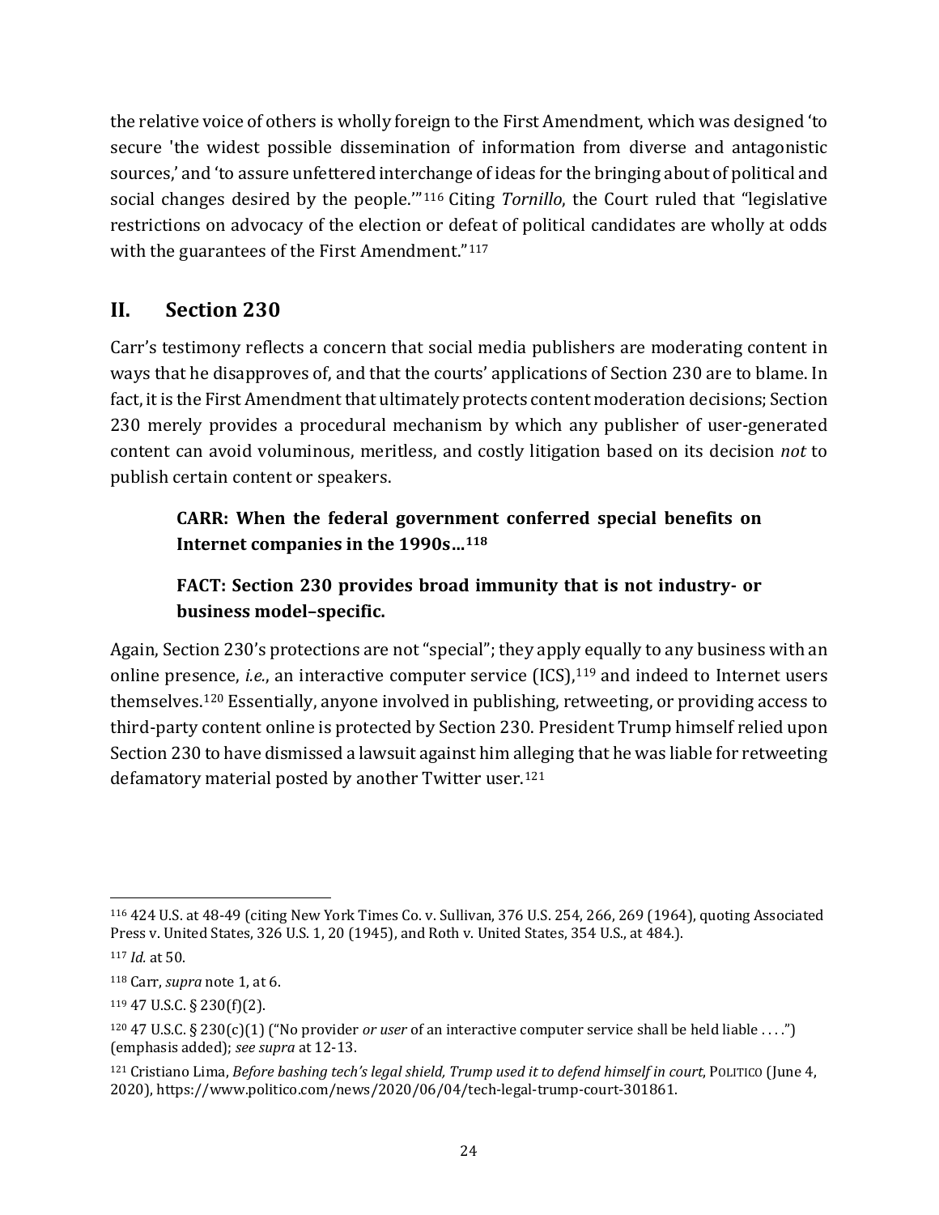the relative voice of others is wholly foreign to the First Amendment, which was designed 'to secure 'the widest possible dissemination of information from diverse and antagonistic sources,' and 'to assure unfettered interchange of ideas for the bringing about of political and social changes desired by the people.'"[116] Citing *Tornillo*, the Court ruled that "legislative restrictions on advocacy of the election or defeat of political candidates are wholly at odds with the guarantees of the First Amendment."[117]

## II. Section 230

Carr's testimony reflects a concern that social media publishers are moderating content in ways that he disapproves of, and that the courts' applications of Section 230 are to blame. In fact, it is the First Amendment that ultimately protects content moderation decisions; Section 230 merely provides a procedural mechanism by which any publisher of user-generated content can avoid voluminous, meritless, and costly litigation based on its decision *not* to publish certain content or speakers.

> **CARR: When the federal government conferred special benefits on Internet companies in the 1990s…[118]**
>
> **FACT: Section 230 provides broad immunity that is not industry- or business model–specific.**

Again, Section 230's protections are not "special"; they apply equally to any business with an online presence, *i.e.*, an interactive computer service (ICS),[119] and indeed to Internet users themselves.[120] Essentially, anyone involved in publishing, retweeting, or providing access to third-party content online is protected by Section 230. President Trump himself relied upon Section 230 to have dismissed a lawsuit against him alleging that he was liable for retweeting defamatory material posted by another Twitter user.[121]

---

[116] 424 U.S. at 48-49 (citing New York Times Co. v. Sullivan, 376 U.S. 254, 266, 269 (1964), quoting Associated Press v. United States, 326 U.S. 1, 20 (1945), and Roth v. United States, 354 U.S., at 484.).

[117] *Id.* at 50.

[118] Carr, *supra* note 1, at 6.

[119] 47 U.S.C. § 230(f)(2).

[120] 47 U.S.C. § 230(c)(1) ("No provider *or user* of an interactive computer service shall be held liable . . . .") (emphasis added); *see supra* at 12-13.

[121] Cristiano Lima, *Before bashing tech's legal shield, Trump used it to defend himself in court*, POLITICO (June 4, 2020), https://www.politico.com/news/2020/06/04/tech-legal-trump-court-301861.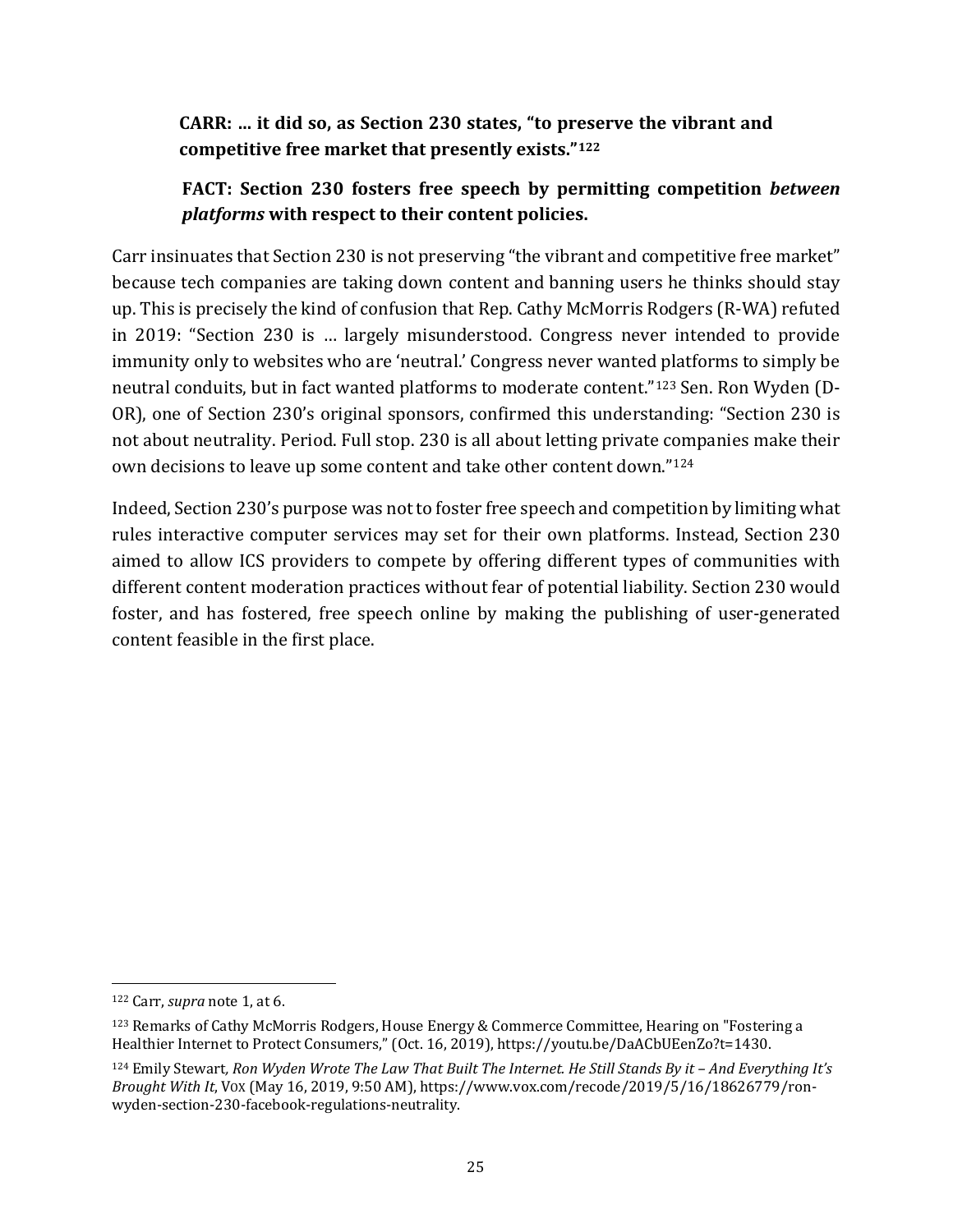**CARR: … it did so, as Section 230 states, "to preserve the vibrant and competitive free market that presently exists."[122]**

**FACT: Section 230 fosters free speech by permitting competition *between platforms* with respect to their content policies.**

Carr insinuates that Section 230 is not preserving "the vibrant and competitive free market" because tech companies are taking down content and banning users he thinks should stay up. This is precisely the kind of confusion that Rep. Cathy McMorris Rodgers (R-WA) refuted in 2019: "Section 230 is … largely misunderstood. Congress never intended to provide immunity only to websites who are 'neutral.' Congress never wanted platforms to simply be neutral conduits, but in fact wanted platforms to moderate content."[123] Sen. Ron Wyden (D-OR), one of Section 230's original sponsors, confirmed this understanding: "Section 230 is not about neutrality. Period. Full stop. 230 is all about letting private companies make their own decisions to leave up some content and take other content down."[124]

Indeed, Section 230's purpose was not to foster free speech and competition by limiting what rules interactive computer services may set for their own platforms. Instead, Section 230 aimed to allow ICS providers to compete by offering different types of communities with different content moderation practices without fear of potential liability. Section 230 would foster, and has fostered, free speech online by making the publishing of user-generated content feasible in the first place.

---

[122] Carr, *supra* note 1, at 6.

[123] Remarks of Cathy McMorris Rodgers, House Energy & Commerce Committee, Hearing on "Fostering a Healthier Internet to Protect Consumers," (Oct. 16, 2019), https://youtu.be/DaACbUEenZo?t=1430.

[124] Emily Stewart, *Ron Wyden Wrote The Law That Built The Internet. He Still Stands By it – And Everything It's Brought With It*, VOX (May 16, 2019, 9:50 AM), https://www.vox.com/recode/2019/5/16/18626779/ron-wyden-section-230-facebook-regulations-neutrality.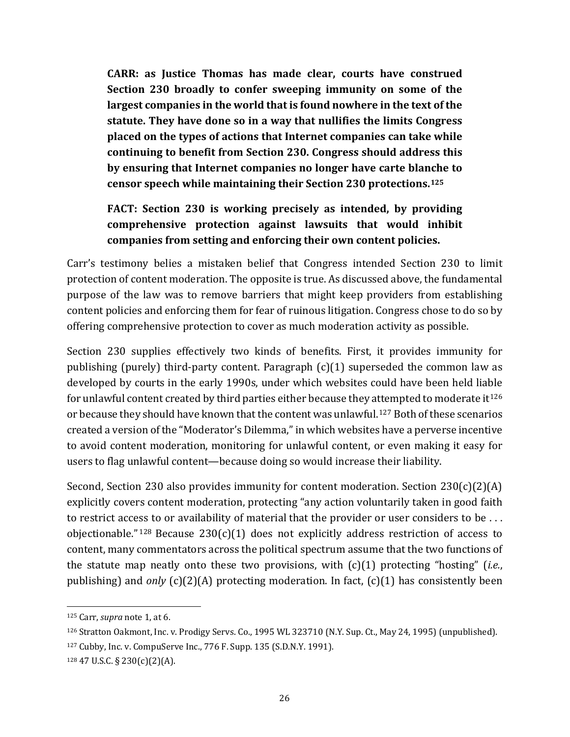> **CARR: as Justice Thomas has made clear, courts have construed Section 230 broadly to confer sweeping immunity on some of the largest companies in the world that is found nowhere in the text of the statute. They have done so in a way that nullifies the limits Congress placed on the types of actions that Internet companies can take while continuing to benefit from Section 230. Congress should address this by ensuring that Internet companies no longer have carte blanche to censor speech while maintaining their Section 230 protections.[125]**
>
> **FACT: Section 230 is working precisely as intended, by providing comprehensive protection against lawsuits that would inhibit companies from setting and enforcing their own content policies.**

Carr's testimony belies a mistaken belief that Congress intended Section 230 to limit protection of content moderation. The opposite is true. As discussed above, the fundamental purpose of the law was to remove barriers that might keep providers from establishing content policies and enforcing them for fear of ruinous litigation. Congress chose to do so by offering comprehensive protection to cover as much moderation activity as possible.

Section 230 supplies effectively two kinds of benefits. First, it provides immunity for publishing (purely) third-party content. Paragraph (c)(1) superseded the common law as developed by courts in the early 1990s, under which websites could have been held liable for unlawful content created by third parties either because they attempted to moderate it[126] or because they should have known that the content was unlawful.[127] Both of these scenarios created a version of the "Moderator's Dilemma," in which websites have a perverse incentive to avoid content moderation, monitoring for unlawful content, or even making it easy for users to flag unlawful content—because doing so would increase their liability.

Second, Section 230 also provides immunity for content moderation. Section 230(c)(2)(A) explicitly covers content moderation, protecting "any action voluntarily taken in good faith to restrict access to or availability of material that the provider or user considers to be . . . objectionable."[128] Because 230(c)(1) does not explicitly address restriction of access to content, many commentators across the political spectrum assume that the two functions of the statute map neatly onto these two provisions, with (c)(1) protecting "hosting" (*i.e.*, publishing) and *only* (c)(2)(A) protecting moderation. In fact, (c)(1) has consistently been

---

[125] Carr, *supra* note 1, at 6.

[126] Stratton Oakmont, Inc. v. Prodigy Servs. Co., 1995 WL 323710 (N.Y. Sup. Ct., May 24, 1995) (unpublished).

[127] Cubby, Inc. v. CompuServe Inc., 776 F. Supp. 135 (S.D.N.Y. 1991).

[128] 47 U.S.C. § 230(c)(2)(A).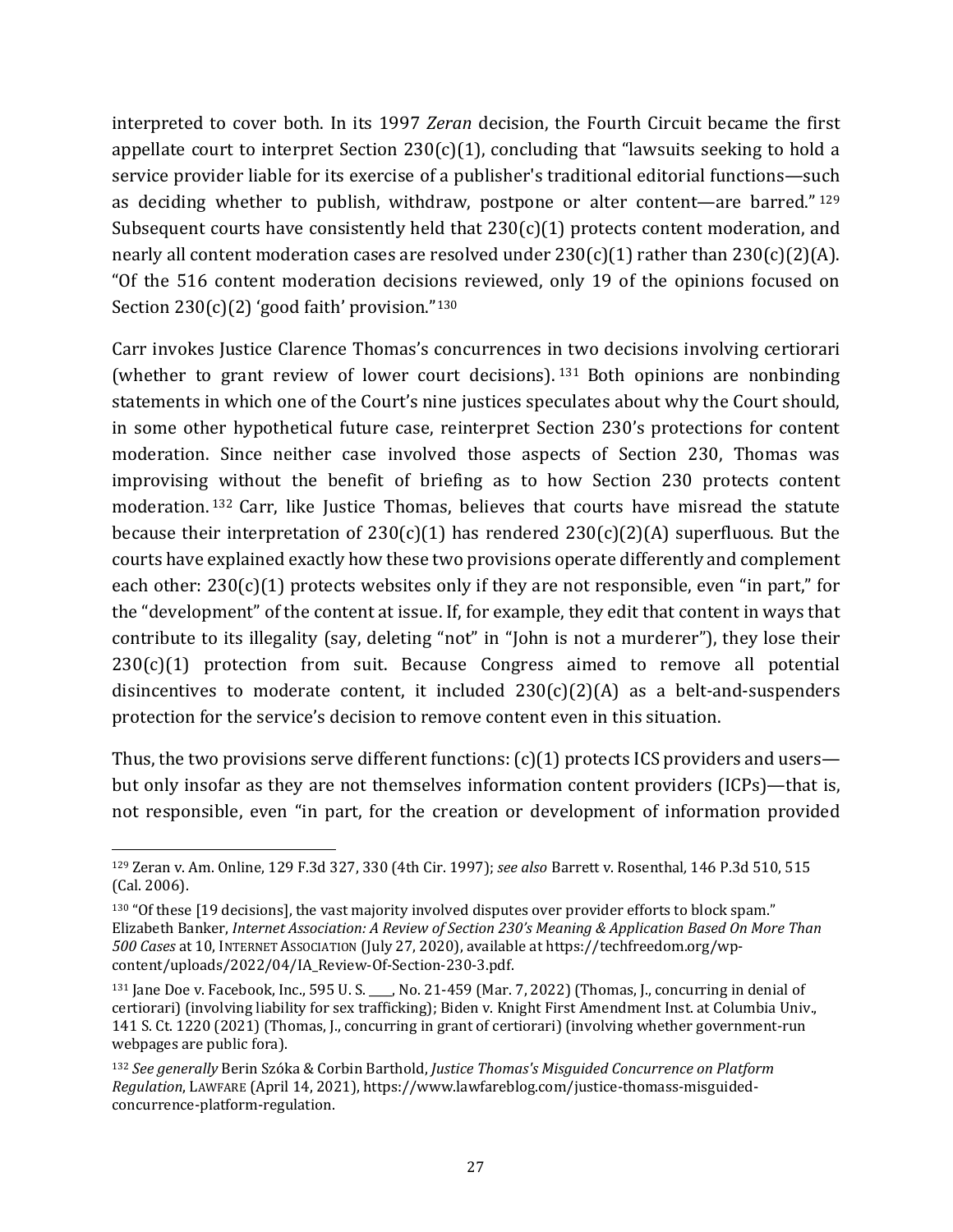interpreted to cover both. In its 1997 *Zeran* decision, the Fourth Circuit became the first appellate court to interpret Section 230(c)(1), concluding that "lawsuits seeking to hold a service provider liable for its exercise of a publisher's traditional editorial functions—such as deciding whether to publish, withdraw, postpone or alter content—are barred." [129] Subsequent courts have consistently held that 230(c)(1) protects content moderation, and nearly all content moderation cases are resolved under 230(c)(1) rather than 230(c)(2)(A). "Of the 516 content moderation decisions reviewed, only 19 of the opinions focused on Section 230(c)(2) 'good faith' provision."[130]

Carr invokes Justice Clarence Thomas's concurrences in two decisions involving certiorari (whether to grant review of lower court decisions). [131] Both opinions are nonbinding statements in which one of the Court's nine justices speculates about why the Court should, in some other hypothetical future case, reinterpret Section 230's protections for content moderation. Since neither case involved those aspects of Section 230, Thomas was improvising without the benefit of briefing as to how Section 230 protects content moderation. [132] Carr, like Justice Thomas, believes that courts have misread the statute because their interpretation of 230(c)(1) has rendered 230(c)(2)(A) superfluous. But the courts have explained exactly how these two provisions operate differently and complement each other: 230(c)(1) protects websites only if they are not responsible, even "in part," for the "development" of the content at issue. If, for example, they edit that content in ways that contribute to its illegality (say, deleting "not" in "John is not a murderer"), they lose their 230(c)(1) protection from suit. Because Congress aimed to remove all potential disincentives to moderate content, it included 230(c)(2)(A) as a belt-and-suspenders protection for the service's decision to remove content even in this situation.

Thus, the two provisions serve different functions: (c)(1) protects ICS providers and users—but only insofar as they are not themselves information content providers (ICPs)—that is, not responsible, even "in part, for the creation or development of information provided

---

[129] Zeran v. Am. Online, 129 F.3d 327, 330 (4th Cir. 1997); *see also* Barrett v. Rosenthal, 146 P.3d 510, 515 (Cal. 2006).

[130] "Of these [19 decisions], the vast majority involved disputes over provider efforts to block spam." Elizabeth Banker, *Internet Association: A Review of Section 230's Meaning & Application Based On More Than 500 Cases* at 10, INTERNET ASSOCIATION (July 27, 2020), available at https://techfreedom.org/wp-content/uploads/2022/04/IA_Review-Of-Section-230-3.pdf.

[131] Jane Doe v. Facebook, Inc., 595 U. S. ____, No. 21-459 (Mar. 7, 2022) (Thomas, J., concurring in denial of certiorari) (involving liability for sex trafficking); Biden v. Knight First Amendment Inst. at Columbia Univ., 141 S. Ct. 1220 (2021) (Thomas, J., concurring in grant of certiorari) (involving whether government-run webpages are public fora).

[132] *See generally* Berin Szóka & Corbin Barthold, *Justice Thomas's Misguided Concurrence on Platform Regulation*, LAWFARE (April 14, 2021), https://www.lawfareblog.com/justice-thomass-misguided-concurrence-platform-regulation.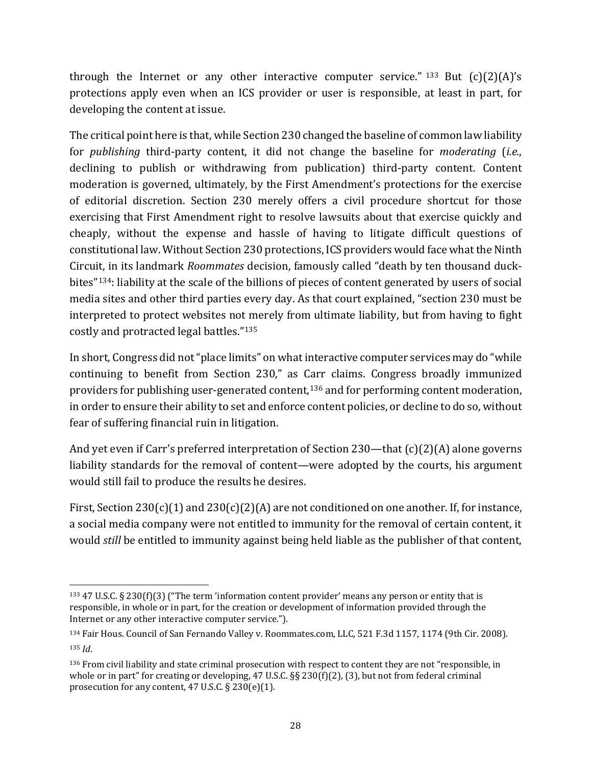through the Internet or any other interactive computer service." [133] But (c)(2)(A)'s protections apply even when an ICS provider or user is responsible, at least in part, for developing the content at issue.

The critical point here is that, while Section 230 changed the baseline of common law liability for *publishing* third-party content, it did not change the baseline for *moderating* (*i.e.*, declining to publish or withdrawing from publication) third-party content. Content moderation is governed, ultimately, by the First Amendment's protections for the exercise of editorial discretion. Section 230 merely offers a civil procedure shortcut for those exercising that First Amendment right to resolve lawsuits about that exercise quickly and cheaply, without the expense and hassle of having to litigate difficult questions of constitutional law. Without Section 230 protections, ICS providers would face what the Ninth Circuit, in its landmark *Roommates* decision, famously called "death by ten thousand duck-bites"[134]: liability at the scale of the billions of pieces of content generated by users of social media sites and other third parties every day. As that court explained, "section 230 must be interpreted to protect websites not merely from ultimate liability, but from having to fight costly and protracted legal battles."[135]

In short, Congress did not "place limits" on what interactive computer services may do "while continuing to benefit from Section 230," as Carr claims. Congress broadly immunized providers for publishing user-generated content,[136] and for performing content moderation, in order to ensure their ability to set and enforce content policies, or decline to do so, without fear of suffering financial ruin in litigation.

And yet even if Carr's preferred interpretation of Section 230—that (c)(2)(A) alone governs liability standards for the removal of content—were adopted by the courts, his argument would still fail to produce the results he desires.

First, Section 230(c)(1) and 230(c)(2)(A) are not conditioned on one another. If, for instance, a social media company were not entitled to immunity for the removal of certain content, it would *still* be entitled to immunity against being held liable as the publisher of that content,

---

[133] 47 U.S.C. § 230(f)(3) ("The term 'information content provider' means any person or entity that is responsible, in whole or in part, for the creation or development of information provided through the Internet or any other interactive computer service.").

[134] Fair Hous. Council of San Fernando Valley v. Roommates.com, LLC, 521 F.3d 1157, 1174 (9th Cir. 2008).

[135] *Id*.

[136] From civil liability and state criminal prosecution with respect to content they are not "responsible, in whole or in part" for creating or developing, 47 U.S.C. §§ 230(f)(2), (3), but not from federal criminal prosecution for any content, 47 U.S.C. § 230(e)(1).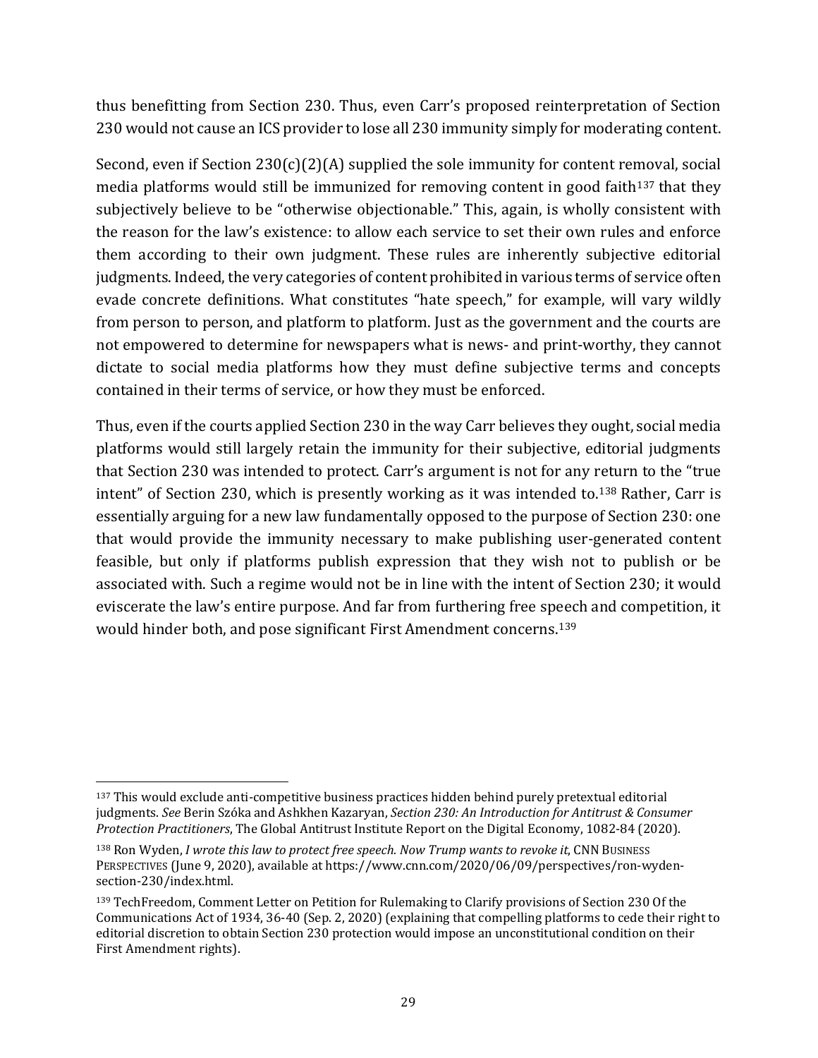thus benefitting from Section 230. Thus, even Carr's proposed reinterpretation of Section 230 would not cause an ICS provider to lose all 230 immunity simply for moderating content.

Second, even if Section 230(c)(2)(A) supplied the sole immunity for content removal, social media platforms would still be immunized for removing content in good faith[137] that they subjectively believe to be "otherwise objectionable." This, again, is wholly consistent with the reason for the law's existence: to allow each service to set their own rules and enforce them according to their own judgment. These rules are inherently subjective editorial judgments. Indeed, the very categories of content prohibited in various terms of service often evade concrete definitions. What constitutes "hate speech," for example, will vary wildly from person to person, and platform to platform. Just as the government and the courts are not empowered to determine for newspapers what is news- and print-worthy, they cannot dictate to social media platforms how they must define subjective terms and concepts contained in their terms of service, or how they must be enforced.

Thus, even if the courts applied Section 230 in the way Carr believes they ought, social media platforms would still largely retain the immunity for their subjective, editorial judgments that Section 230 was intended to protect. Carr's argument is not for any return to the "true intent" of Section 230, which is presently working as it was intended to.[138] Rather, Carr is essentially arguing for a new law fundamentally opposed to the purpose of Section 230: one that would provide the immunity necessary to make publishing user-generated content feasible, but only if platforms publish expression that they wish not to publish or be associated with. Such a regime would not be in line with the intent of Section 230; it would eviscerate the law's entire purpose. And far from furthering free speech and competition, it would hinder both, and pose significant First Amendment concerns.[139]

---

[137] This would exclude anti-competitive business practices hidden behind purely pretextual editorial judgments. *See* Berin Szóka and Ashkhen Kazaryan, *Section 230: An Introduction for Antitrust & Consumer Protection Practitioners*, The Global Antitrust Institute Report on the Digital Economy, 1082-84 (2020).

[138] Ron Wyden, *I wrote this law to protect free speech. Now Trump wants to revoke it*, CNN BUSINESS PERSPECTIVES (June 9, 2020), available at https://www.cnn.com/2020/06/09/perspectives/ron-wyden-section-230/index.html.

[139] TechFreedom, Comment Letter on Petition for Rulemaking to Clarify provisions of Section 230 Of the Communications Act of 1934, 36-40 (Sep. 2, 2020) (explaining that compelling platforms to cede their right to editorial discretion to obtain Section 230 protection would impose an unconstitutional condition on their First Amendment rights).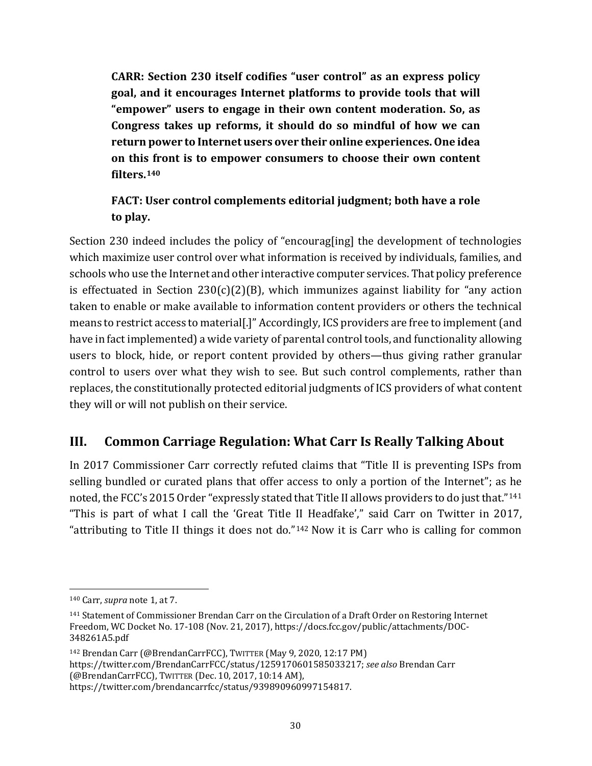> **CARR: Section 230 itself codifies "user control" as an express policy goal, and it encourages Internet platforms to provide tools that will "empower" users to engage in their own content moderation. So, as Congress takes up reforms, it should do so mindful of how we can return power to Internet users over their online experiences. One idea on this front is to empower consumers to choose their own content filters.[140]**
>
> **FACT: User control complements editorial judgment; both have a role to play.**

Section 230 indeed includes the policy of "encourag[ing] the development of technologies which maximize user control over what information is received by individuals, families, and schools who use the Internet and other interactive computer services. That policy preference is effectuated in Section 230(c)(2)(B), which immunizes against liability for "any action taken to enable or make available to information content providers or others the technical means to restrict access to material[.]" Accordingly, ICS providers are free to implement (and have in fact implemented) a wide variety of parental control tools, and functionality allowing users to block, hide, or report content provided by others—thus giving rather granular control to users over what they wish to see. But such control complements, rather than replaces, the constitutionally protected editorial judgments of ICS providers of what content they will or will not publish on their service.

## III. Common Carriage Regulation: What Carr Is Really Talking About

In 2017 Commissioner Carr correctly refuted claims that "Title II is preventing ISPs from selling bundled or curated plans that offer access to only a portion of the Internet"; as he noted, the FCC's 2015 Order "expressly stated that Title II allows providers to do just that."[141] "This is part of what I call the 'Great Title II Headfake'," said Carr on Twitter in 2017, "attributing to Title II things it does not do."[142] Now it is Carr who is calling for common

---

[140] Carr, *supra* note 1, at 7.

[141] Statement of Commissioner Brendan Carr on the Circulation of a Draft Order on Restoring Internet Freedom, WC Docket No. 17-108 (Nov. 21, 2017), https://docs.fcc.gov/public/attachments/DOC-348261A5.pdf

[142] Brendan Carr (@BrendanCarrFCC), TWITTER (May 9, 2020, 12:17 PM) https://twitter.com/BrendanCarrFCC/status/1259170601585033217; *see also* Brendan Carr (@BrendanCarrFCC), TWITTER (Dec. 10, 2017, 10:14 AM), https://twitter.com/brendancarrfcc/status/939890960997154817.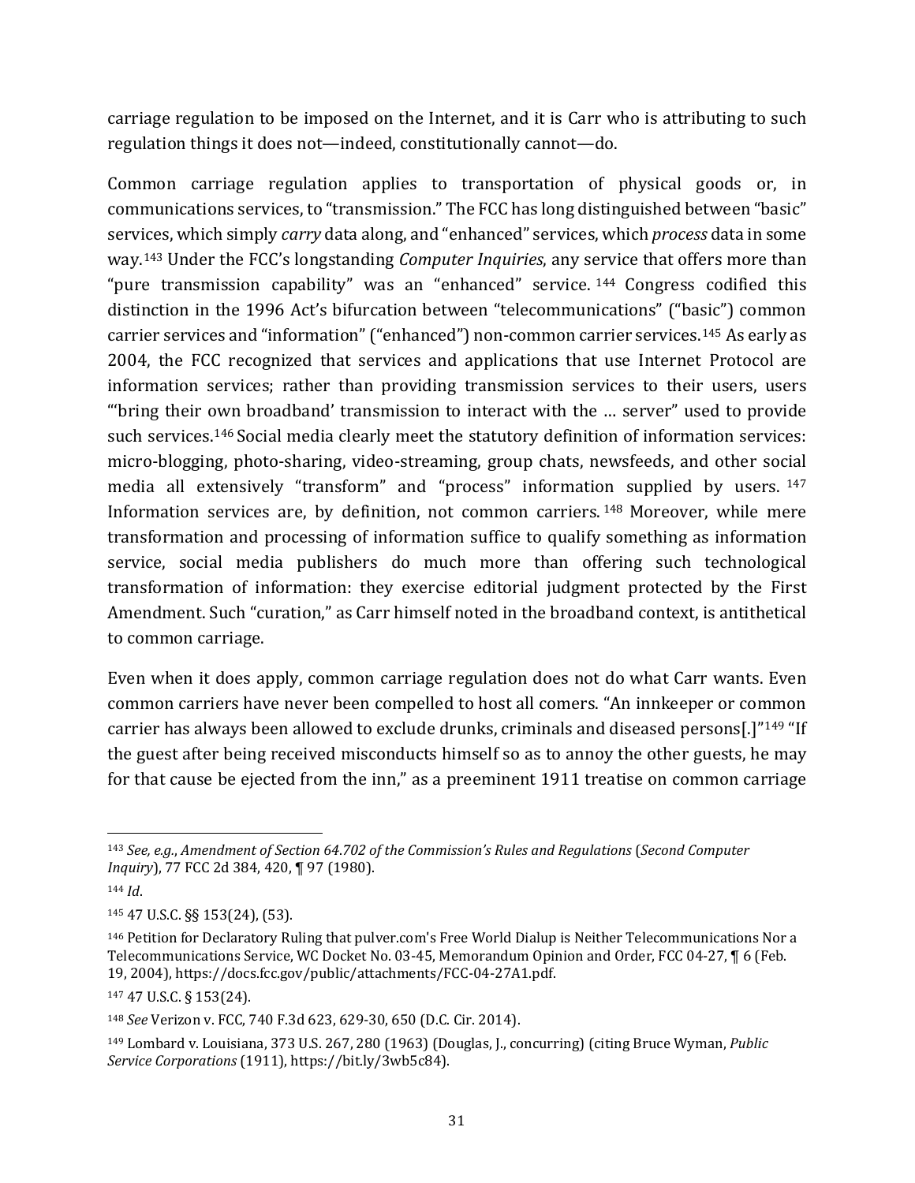carriage regulation to be imposed on the Internet, and it is Carr who is attributing to such regulation things it does not—indeed, constitutionally cannot—do.

Common carriage regulation applies to transportation of physical goods or, in communications services, to "transmission." The FCC has long distinguished between "basic" services, which simply *carry* data along, and "enhanced" services, which *process* data in some way.[143] Under the FCC's longstanding *Computer Inquiries*, any service that offers more than "pure transmission capability" was an "enhanced" service.[144] Congress codified this distinction in the 1996 Act's bifurcation between "telecommunications" ("basic") common carrier services and "information" ("enhanced") non-common carrier services.[145] As early as 2004, the FCC recognized that services and applications that use Internet Protocol are information services; rather than providing transmission services to their users, users "'bring their own broadband' transmission to interact with the … server" used to provide such services.[146] Social media clearly meet the statutory definition of information services: micro-blogging, photo-sharing, video-streaming, group chats, newsfeeds, and other social media all extensively "transform" and "process" information supplied by users.[147] Information services are, by definition, not common carriers.[148] Moreover, while mere transformation and processing of information suffice to qualify something as information service, social media publishers do much more than offering such technological transformation of information: they exercise editorial judgment protected by the First Amendment. Such "curation," as Carr himself noted in the broadband context, is antithetical to common carriage.

Even when it does apply, common carriage regulation does not do what Carr wants. Even common carriers have never been compelled to host all comers. "An innkeeper or common carrier has always been allowed to exclude drunks, criminals and diseased persons[.]"[149] "If the guest after being received misconducts himself so as to annoy the other guests, he may for that cause be ejected from the inn," as a preeminent 1911 treatise on common carriage

---

[143] *See, e.g.*, *Amendment of Section 64.702 of the Commission's Rules and Regulations* (*Second Computer Inquiry*), 77 FCC 2d 384, 420, ¶ 97 (1980).

[144] *Id*.

[145] 47 U.S.C. §§ 153(24), (53).

[146] Petition for Declaratory Ruling that pulver.com's Free World Dialup is Neither Telecommunications Nor a Telecommunications Service, WC Docket No. 03-45, Memorandum Opinion and Order, FCC 04-27, ¶ 6 (Feb. 19, 2004), https://docs.fcc.gov/public/attachments/FCC-04-27A1.pdf.

[147] 47 U.S.C. § 153(24).

[148] *See* Verizon v. FCC, 740 F.3d 623, 629-30, 650 (D.C. Cir. 2014).

[149] Lombard v. Louisiana, 373 U.S. 267, 280 (1963) (Douglas, J., concurring) (citing Bruce Wyman, *Public Service Corporations* (1911), https://bit.ly/3wb5c84).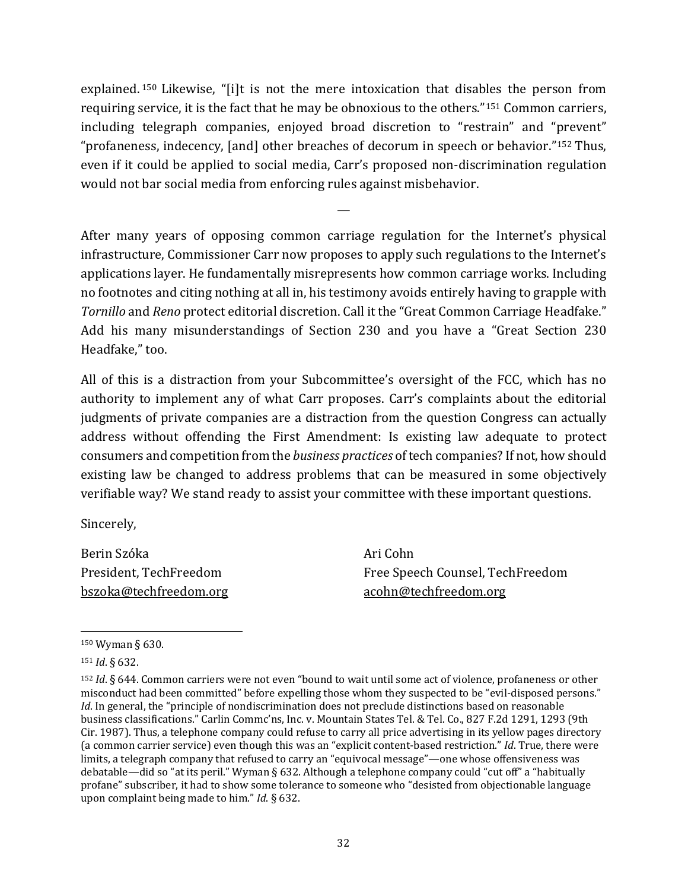explained.[150] Likewise, "[i]t is not the mere intoxication that disables the person from requiring service, it is the fact that he may be obnoxious to the others."[151] Common carriers, including telegraph companies, enjoyed broad discretion to "restrain" and "prevent" "profaneness, indecency, [and] other breaches of decorum in speech or behavior."[152] Thus, even if it could be applied to social media, Carr's proposed non-discrimination regulation would not bar social media from enforcing rules against misbehavior.

—

After many years of opposing common carriage regulation for the Internet's physical infrastructure, Commissioner Carr now proposes to apply such regulations to the Internet's applications layer. He fundamentally misrepresents how common carriage works. Including no footnotes and citing nothing at all in, his testimony avoids entirely having to grapple with *Tornillo* and *Reno* protect editorial discretion. Call it the "Great Common Carriage Headfake." Add his many misunderstandings of Section 230 and you have a "Great Section 230 Headfake," too.

All of this is a distraction from your Subcommittee's oversight of the FCC, which has no authority to implement any of what Carr proposes. Carr's complaints about the editorial judgments of private companies are a distraction from the question Congress can actually address without offending the First Amendment: Is existing law adequate to protect consumers and competition from the *business practices* of tech companies? If not, how should existing law be changed to address problems that can be measured in some objectively verifiable way? We stand ready to assist your committee with these important questions.

Sincerely,

Berin Szóka
President, TechFreedom
bszoka@techfreedom.org

Ari Cohn
Free Speech Counsel, TechFreedom
acohn@techfreedom.org

---

[150] Wyman § 630.

[151] *Id*. § 632.

[152] *Id*. § 644. Common carriers were not even "bound to wait until some act of violence, profaneness or other misconduct had been committed" before expelling those whom they suspected to be "evil-disposed persons." *Id*. In general, the "principle of nondiscrimination does not preclude distinctions based on reasonable business classifications." Carlin Commc'ns, Inc. v. Mountain States Tel. & Tel. Co., 827 F.2d 1291, 1293 (9th Cir. 1987). Thus, a telephone company could refuse to carry all price advertising in its yellow pages directory (a common carrier service) even though this was an "explicit content-based restriction." *Id*. True, there were limits, a telegraph company that refused to carry an "equivocal message"—one whose offensiveness was debatable—did so "at its peril." Wyman § 632. Although a telephone company could "cut off" a "habitually profane" subscriber, it had to show some tolerance to someone who "desisted from objectionable language upon complaint being made to him." *Id*. § 632.